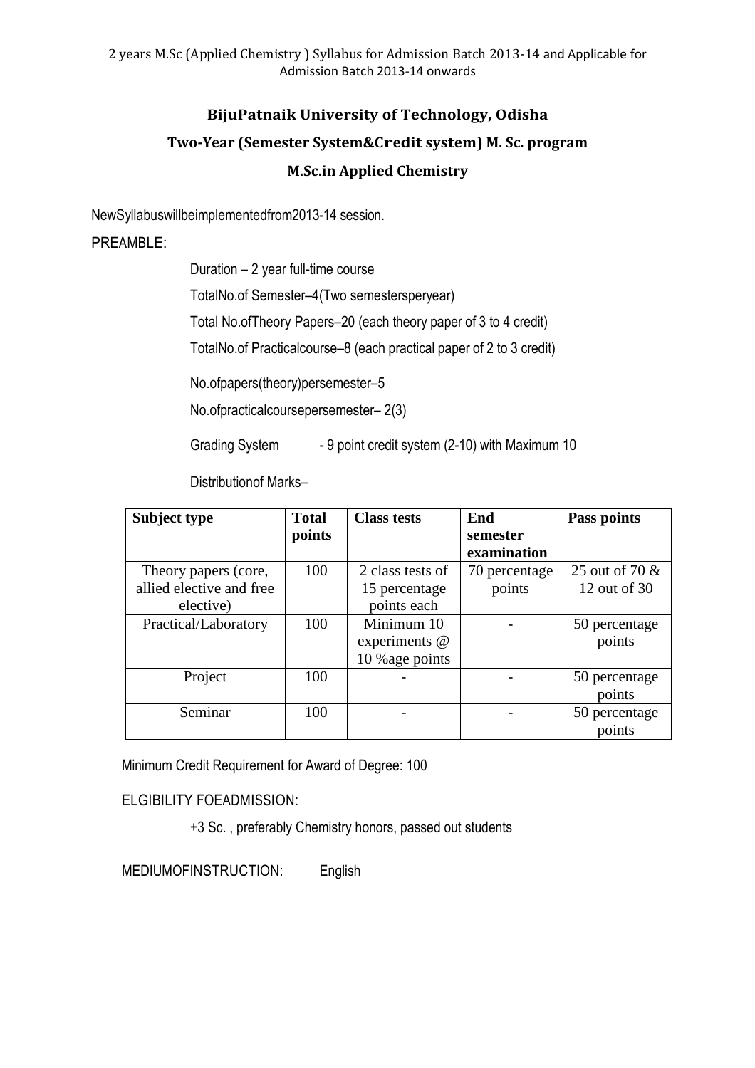2 years M.Sc (Applied Chemistry ) Syllabus for Admission Batch 2013-14 and Applicable for Admission Batch 2013-14 onwards

# BijuPatnaik University of Technology, Odisha

## Two-Year (Semester System&Credit system) M. Sc. program

## M.Sc.in Applied Chemistry

NewSyllabuswillbeimplementedfrom2013-14 session.

PREAMBLE:

Duration – 2 year full-time course

TotalNo.of Semester–4(Two semestersperyear)

Total No.ofTheory Papers–20 (each theory paper of 3 to 4 credit)

TotalNo.of Practicalcourse–8 (each practical paper of 2 to 3 credit)

No.ofpapers(theory)persemester–5

No.ofpracticalcoursepersemester– 2(3)

Grading System - 9 point credit system (2-10) with Maximum 10

Distributionof Marks–

| Subject type | Total points | Class tests | End semester examination | Pass points |
|---|---|---|---|---|
| Theory papers (core, allied elective and free elective) | 100 | 2 class tests of 15 percentage points each | 70 percentage points | 25 out of 70 & 12 out of 30 |
| Practical/Laboratory | 100 | Minimum 10 experiments @ 10 %age points | - | 50 percentage points |
| Project | 100 | - | - | 50 percentage points |
| Seminar | 100 | - | - | 50 percentage points |

Minimum Credit Requirement for Award of Degree: 100

ELGIBILITY FOEADMISSION:

+3 Sc. , preferably Chemistry honors, passed out students

MEDIUMOFINSTRUCTION: English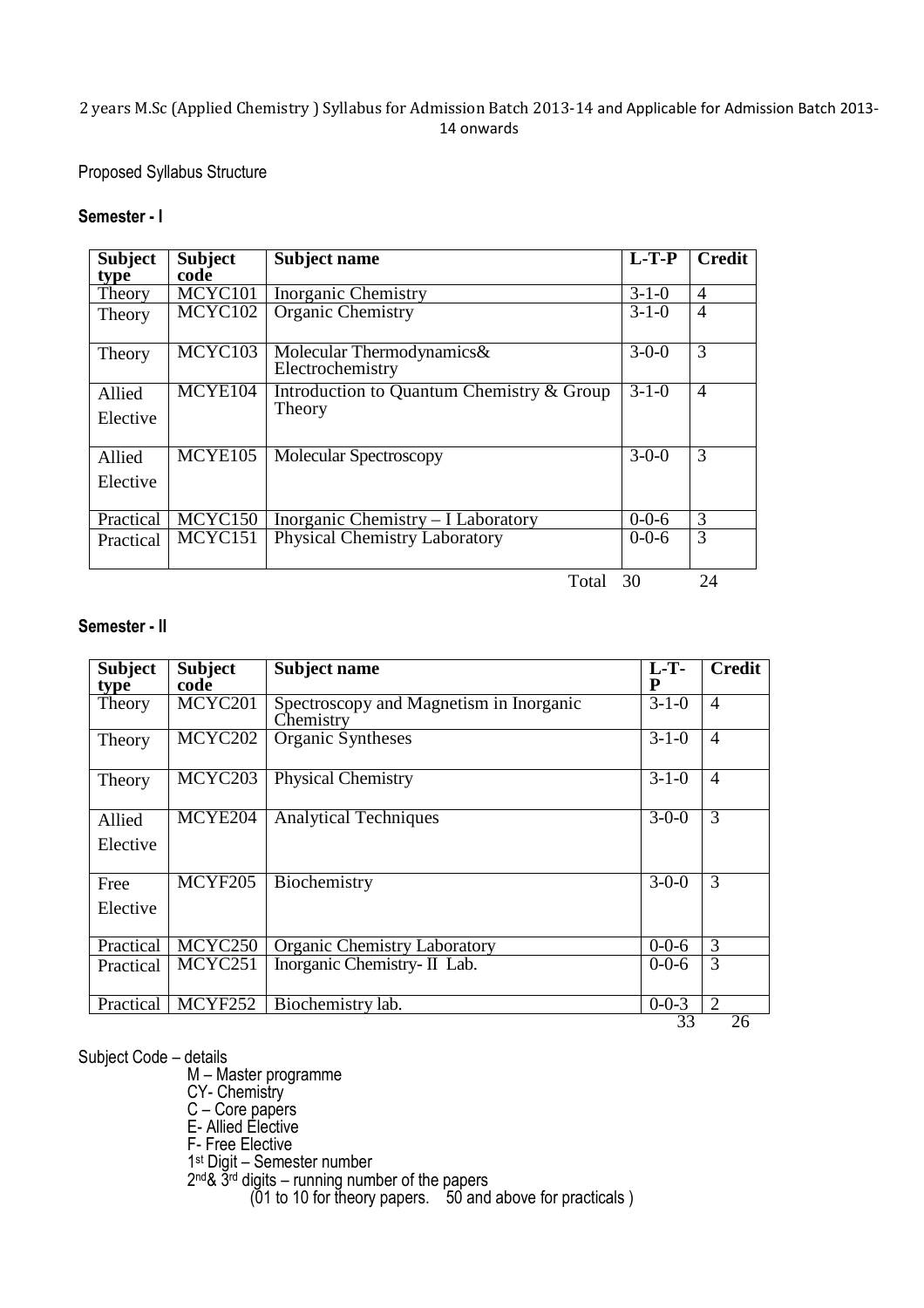2 years M.Sc (Applied Chemistry ) Syllabus for Admission Batch 2013-14 and Applicable for Admission Batch 2013-14 onwards

Proposed Syllabus Structure

**Semester - I**

| Subject type | Subject code | Subject name | L-T-P | Credit |
|---|---|---|---|---|
| Theory | MCYC101 | Inorganic Chemistry | 3-1-0 | 4 |
| Theory | MCYC102 | Organic Chemistry | 3-1-0 | 4 |
| Theory | MCYC103 | Molecular Thermodynamics& Electrochemistry | 3-0-0 | 3 |
| Allied Elective | MCYE104 | Introduction to Quantum Chemistry & Group Theory | 3-1-0 | 4 |
| Allied Elective | MCYE105 | Molecular Spectroscopy | 3-0-0 | 3 |
| Practical | MCYC150 | Inorganic Chemistry – I Laboratory | 0-0-6 | 3 |
| Practical | MCYC151 | Physical Chemistry Laboratory | 0-0-6 | 3 |
| | | Total | 30 | 24 |

**Semester - II**

| Subject type | Subject code | Subject name | L-T-P | Credit |
|---|---|---|---|---|
| Theory | MCYC201 | Spectroscopy and Magnetism in Inorganic Chemistry | 3-1-0 | 4 |
| Theory | MCYC202 | Organic Syntheses | 3-1-0 | 4 |
| Theory | MCYC203 | Physical Chemistry | 3-1-0 | 4 |
| Allied Elective | MCYE204 | Analytical Techniques | 3-0-0 | 3 |
| Free Elective | MCYF205 | Biochemistry | 3-0-0 | 3 |
| Practical | MCYC250 | Organic Chemistry Laboratory | 0-0-6 | 3 |
| Practical | MCYC251 | Inorganic Chemistry- II Lab. | 0-0-6 | 3 |
| Practical | MCYF252 | Biochemistry lab. | 0-0-3 | 2 |
| | | | 33 | 26 |

Subject Code – details

- M – Master programme
- CY- Chemistry
- C – Core papers
- E- Allied Elective
- F- Free Elective
- 1st Digit – Semester number
- 2nd & 3rd digits – running number of the papers
  - (01 to 10 for theory papers. 50 and above for practicals )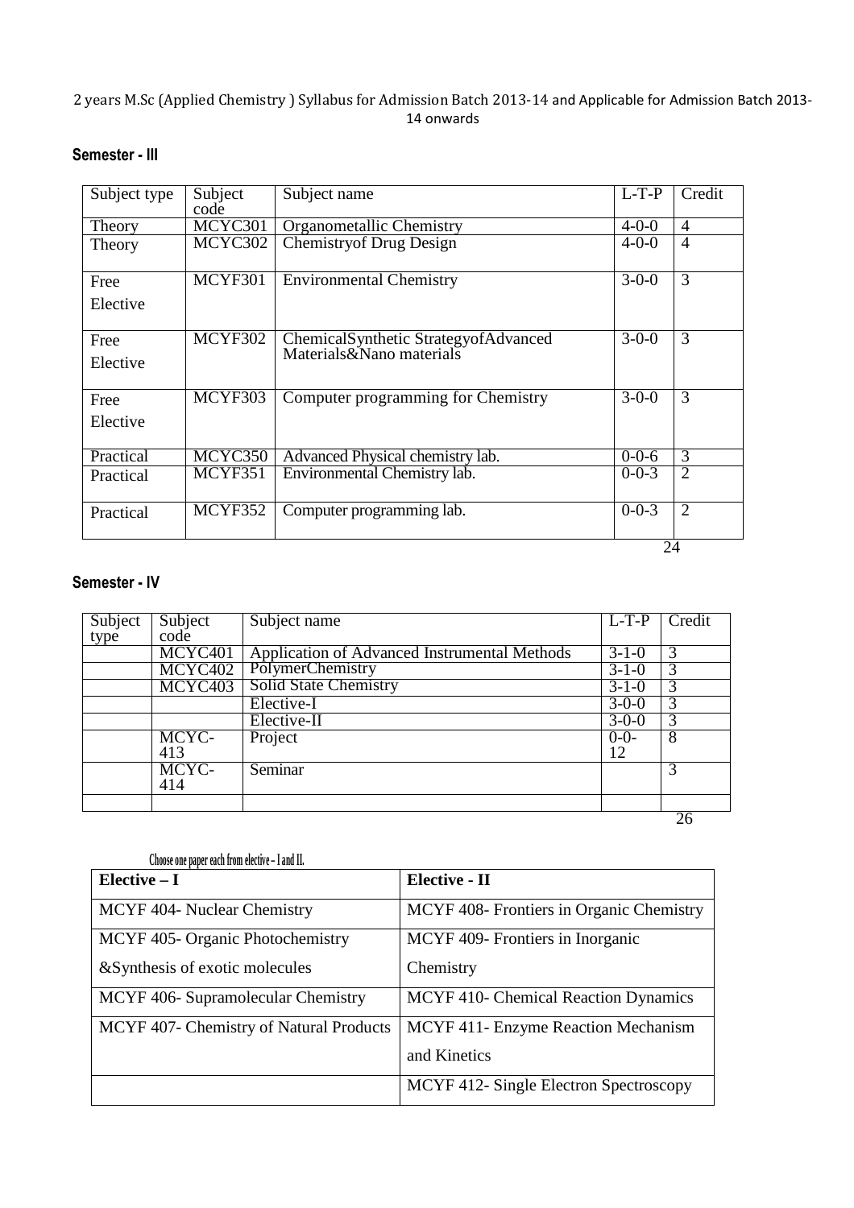2 years M.Sc (Applied Chemistry ) Syllabus for Admission Batch 2013-14 and Applicable for Admission Batch 2013-14 onwards

## Semester - III

| Subject type | Subject code | Subject name | L-T-P | Credit |
|---|---|---|---|---|
| Theory | MCYC301 | Organometallic Chemistry | 4-0-0 | 4 |
| Theory | MCYC302 | Chemistryof Drug Design | 4-0-0 | 4 |
| Free Elective | MCYF301 | Environmental Chemistry | 3-0-0 | 3 |
| Free Elective | MCYF302 | ChemicalSynthetic StrategyofAdvanced Materials&Nano materials | 3-0-0 | 3 |
| Free Elective | MCYF303 | Computer programming for Chemistry | 3-0-0 | 3 |
| Practical | MCYC350 | Advanced Physical chemistry lab. | 0-0-6 | 3 |
| Practical | MCYF351 | Environmental Chemistry lab. | 0-0-3 | 2 |
| Practical | MCYF352 | Computer programming lab. | 0-0-3 | 2 |
| | | | | 24 |

## Semester - IV

| Subject type | Subject code | Subject name | L-T-P | Credit |
|---|---|---|---|---|
| | MCYC401 | Application of Advanced Instrumental Methods | 3-1-0 | 3 |
| | MCYC402 | PolymerChemistry | 3-1-0 | 3 |
| | MCYC403 | Solid State Chemistry | 3-1-0 | 3 |
| | | Elective-I | 3-0-0 | 3 |
| | | Elective-II | 3-0-0 | 3 |
| | MCYC-413 | Project | 0-0-12 | 8 |
| | MCYC-414 | Seminar | | 3 |
| | | | | |
| | | | | 26 |

Choose one paper each from elective – I and II.

| Elective – I | Elective - II |
|---|---|
| MCYF 404- Nuclear Chemistry | MCYF 408- Frontiers in Organic Chemistry |
| MCYF 405- Organic Photochemistry &Synthesis of exotic molecules | MCYF 409- Frontiers in Inorganic Chemistry |
| MCYF 406- Supramolecular Chemistry | MCYF 410- Chemical Reaction Dynamics |
| MCYF 407- Chemistry of Natural Products | MCYF 411- Enzyme Reaction Mechanism and Kinetics |
| | MCYF 412- Single Electron Spectroscopy |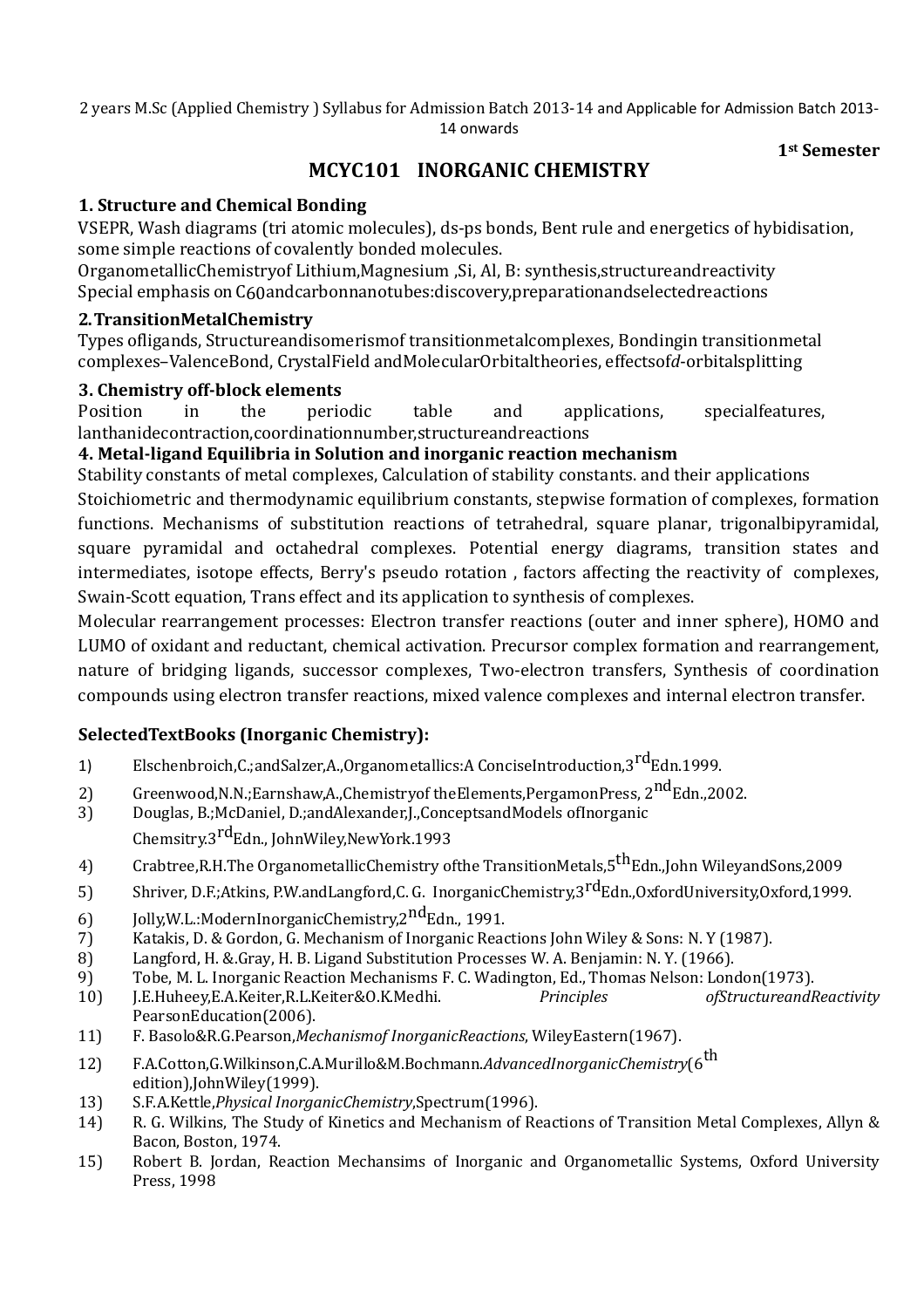2 years M.Sc (Applied Chemistry ) Syllabus for Admission Batch 2013-14 and Applicable for Admission Batch 2013-14 onwards

**1st Semester**

## MCYC101 INORGANIC CHEMISTRY

### 1. Structure and Chemical Bonding

VSEPR, Wash diagrams (tri atomic molecules), ds-ps bonds, Bent rule and energetics of hybidisation, some simple reactions of covalently bonded molecules.

OrganometallicChemistryof Lithium,Magnesium ,Si, Al, B: synthesis,structureandreactivity

Special emphasis on $C_{60}$andcarbonnanotubes:discovery,preparationandselectedreactions

### 2. TransitionMetalChemistry

Types ofligands, Structureandisomerismof transitionmetalcomplexes, Bondingin transitionmetal complexes–ValenceBond, CrystalField andMolecularOrbitaltheories, effectsof*d*-orbitalsplitting

### 3. Chemistry off-block elements

Position in the periodic table and applications, specialfeatures, lanthanidecontraction,coordinationnumber,structureandreactions

### 4. Metal-ligand Equilibria in Solution and inorganic reaction mechanism

Stability constants of metal complexes, Calculation of stability constants. and their applications

Stoichiometric and thermodynamic equilibrium constants, stepwise formation of complexes, formation functions. Mechanisms of substitution reactions of tetrahedral, square planar, trigonalbipyramidal, square pyramidal and octahedral complexes. Potential energy diagrams, transition states and intermediates, isotope effects, Berry's pseudo rotation , factors affecting the reactivity of complexes, Swain-Scott equation, Trans effect and its application to synthesis of complexes.

Molecular rearrangement processes: Electron transfer reactions (outer and inner sphere), HOMO and LUMO of oxidant and reductant, chemical activation. Precursor complex formation and rearrangement, nature of bridging ligands, successor complexes, Two-electron transfers, Synthesis of coordination compounds using electron transfer reactions, mixed valence complexes and internal electron transfer.

### SelectedTextBooks (Inorganic Chemistry):

1) Elschenbroich,C.;andSalzer,A.,Organometallics:A ConciseIntroduction,3rdEdn.1999.
2) Greenwood,N.N.;Earnshaw,A.,Chemistryof theElements,PergamonPress, 2ndEdn.,2002.
3) Douglas, B.;McDaniel, D.;andAlexander,J.,ConceptsandModels ofInorganic Chemsitry.3rdEdn., JohnWiley,NewYork.1993
4) Crabtree,R.H.The OrganometallicChemistry ofthe TransitionMetals,5thEdn.,John WileyandSons,2009
5) Shriver, D.F.;Atkins, P.W.andLangford,C. G. InorganicChemistry,3rdEdn.,OxfordUniversity,Oxford,1999.
6) Jolly,W.L.:ModernInorganicChemistry,2ndEdn., 1991.
7) Katakis, D. & Gordon, G. Mechanism of Inorganic Reactions John Wiley & Sons: N. Y (1987).
8) Langford, H. &.Gray, H. B. Ligand Substitution Processes W. A. Benjamin: N. Y. (1966).
9) Tobe, M. L. Inorganic Reaction Mechanisms F. C. Wadington, Ed., Thomas Nelson: London(1973).
10) J.E.Huheey,E.A.Keiter,R.L.Keiter&O.K.Medhi. *Principles ofStructureandReactivity* PearsonEducation(2006).
11) F. Basolo&R.G.Pearson,*Mechanismof InorganicReactions*, WileyEastern(1967).
12) F.A.Cotton,G.Wilkinson,C.A.Murillo&M.Bochmann.*AdvancedInorganicChemistry*(6th edition),JohnWiley(1999).
13) S.F.A.Kettle,*Physical InorganicChemistry*,Spectrum(1996).
14) R. G. Wilkins, The Study of Kinetics and Mechanism of Reactions of Transition Metal Complexes, Allyn & Bacon, Boston, 1974.
15) Robert B. Jordan, Reaction Mechansims of Inorganic and Organometallic Systems, Oxford University Press, 1998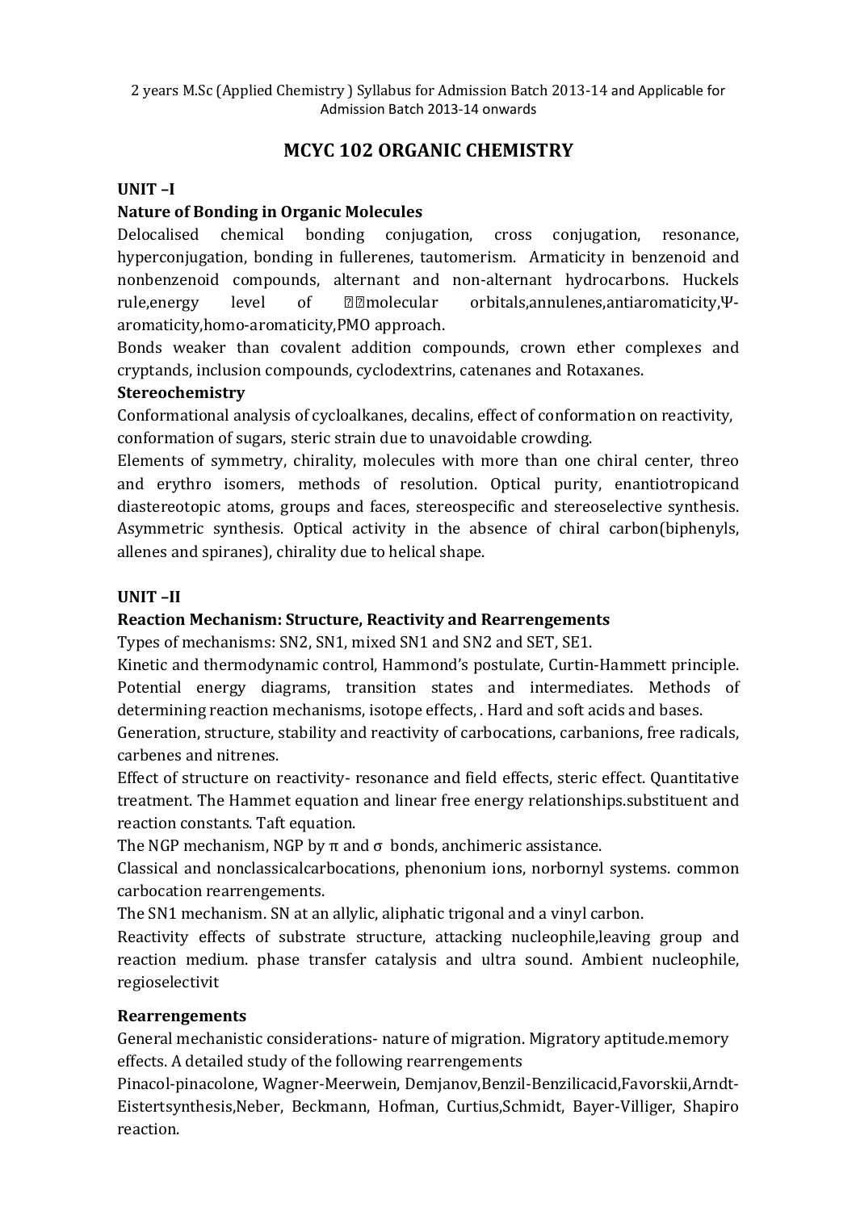2 years M.Sc (Applied Chemistry ) Syllabus for Admission Batch 2013-14 and Applicable for Admission Batch 2013-14 onwards

# MCYC 102 ORGANIC CHEMISTRY

**UNIT –I**

**Nature of Bonding in Organic Molecules**

Delocalised chemical bonding conjugation, cross conjugation, resonance, hyperconjugation, bonding in fullerenes, tautomerism. Armaticity in benzenoid and nonbenzenoid compounds, alternant and non-alternant hydrocarbons. Huckels rule,energy level of ��molecular orbitals,annulenes,antiaromaticity,Ψ-aromaticity,homo-aromaticity,PMO approach.

Bonds weaker than covalent addition compounds, crown ether complexes and cryptands, inclusion compounds, cyclodextrins, catenanes and Rotaxanes.

**Stereochemistry**

Conformational analysis of cycloalkanes, decalins, effect of conformation on reactivity, conformation of sugars, steric strain due to unavoidable crowding.

Elements of symmetry, chirality, molecules with more than one chiral center, threo and erythro isomers, methods of resolution. Optical purity, enantiotropicand diastereotopic atoms, groups and faces, stereospecific and stereoselective synthesis. Asymmetric synthesis. Optical activity in the absence of chiral carbon(biphenyls, allenes and spiranes), chirality due to helical shape.

**UNIT –II**

**Reaction Mechanism: Structure, Reactivity and Rearrengements**

Types of mechanisms: SN2, SN1, mixed SN1 and SN2 and SET, SE1.

Kinetic and thermodynamic control, Hammond's postulate, Curtin-Hammett principle. Potential energy diagrams, transition states and intermediates. Methods of determining reaction mechanisms, isotope effects, . Hard and soft acids and bases.

Generation, structure, stability and reactivity of carbocations, carbanions, free radicals, carbenes and nitrenes.

Effect of structure on reactivity- resonance and field effects, steric effect. Quantitative treatment. The Hammet equation and linear free energy relationships.substituent and reaction constants. Taft equation.

The NGP mechanism, NGP by $\pi$ and $\sigma$ bonds, anchimeric assistance.

Classical and nonclassicalcarbocations, phenonium ions, norbornyl systems. common carbocation rearrengements.

The SN1 mechanism. SN at an allylic, aliphatic trigonal and a vinyl carbon.

Reactivity effects of substrate structure, attacking nucleophile,leaving group and reaction medium. phase transfer catalysis and ultra sound. Ambient nucleophile, regioselectivit

**Rearrengements**

General mechanistic considerations- nature of migration. Migratory aptitude.memory effects. A detailed study of the following rearrengements

Pinacol-pinacolone, Wagner-Meerwein, Demjanov,Benzil-Benzilicacid,Favorskii,Arndt-Eistertsynthesis,Neber, Beckmann, Hofman, Curtius,Schmidt, Bayer-Villiger, Shapiro reaction.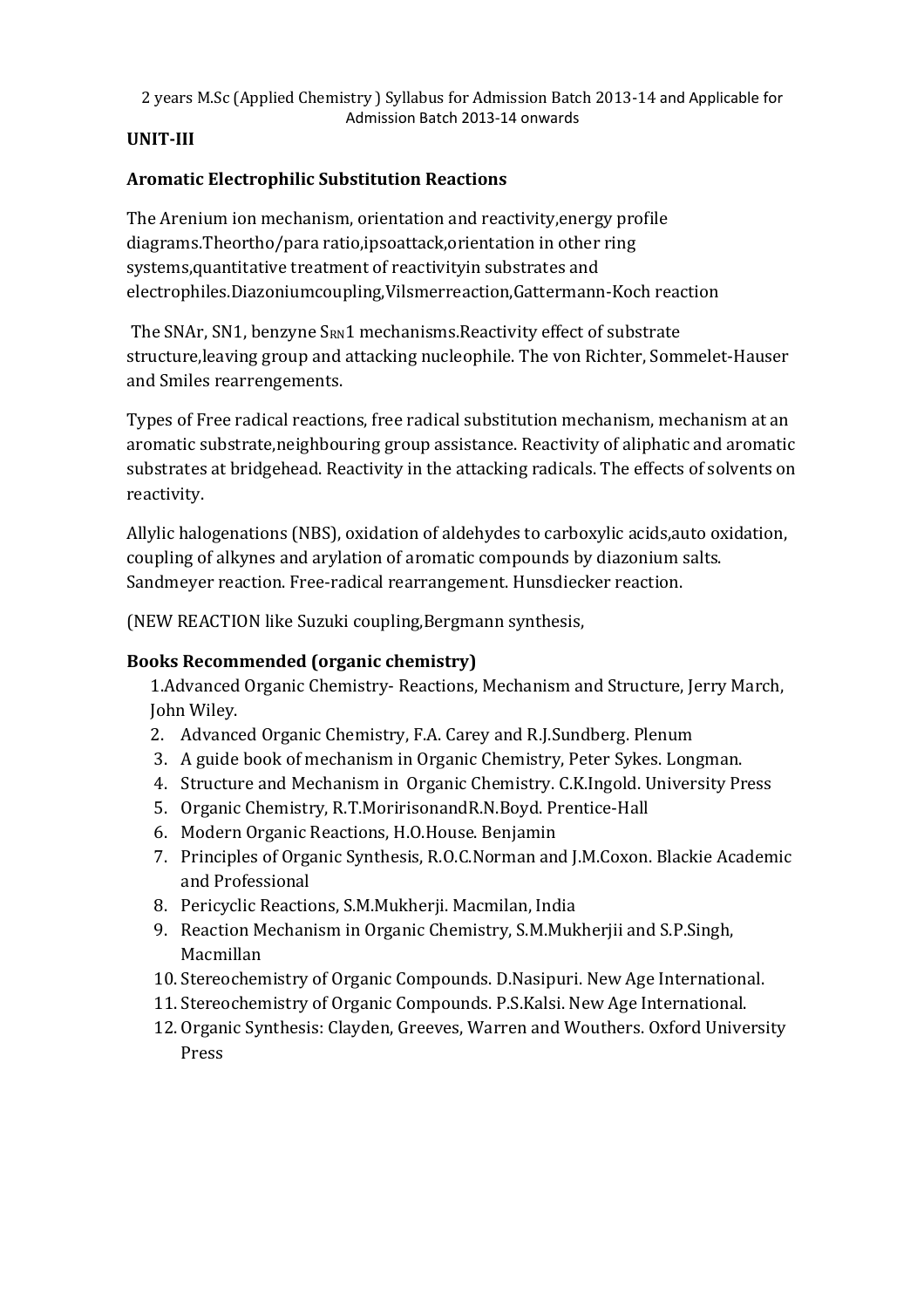**UNIT-III**

**Aromatic Electrophilic Substitution Reactions**

The Arenium ion mechanism, orientation and reactivity,energy profile diagrams.Theortho/para ratio,ipsoattack,orientation in other ring systems,quantitative treatment of reactivityin substrates and electrophiles.Diazoniumcoupling,Vilsmerreaction,Gattermann-Koch reaction

The SNAr, SN1, benzyne $S_{RN}1$ mechanisms.Reactivity effect of substrate structure,leaving group and attacking nucleophile. The von Richter, Sommelet-Hauser and Smiles rearrengements.

Types of Free radical reactions, free radical substitution mechanism, mechanism at an aromatic substrate,neighbouring group assistance. Reactivity of aliphatic and aromatic substrates at bridgehead. Reactivity in the attacking radicals. The effects of solvents on reactivity.

Allylic halogenations (NBS), oxidation of aldehydes to carboxylic acids,auto oxidation, coupling of alkynes and arylation of aromatic compounds by diazonium salts. Sandmeyer reaction. Free-radical rearrangement. Hunsdiecker reaction.

(NEW REACTION like Suzuki coupling,Bergmann synthesis,

**Books Recommended (organic chemistry)**

1. Advanced Organic Chemistry- Reactions, Mechanism and Structure, Jerry March, John Wiley.
2. Advanced Organic Chemistry, F.A. Carey and R.J.Sundberg. Plenum
3. A guide book of mechanism in Organic Chemistry, Peter Sykes. Longman.
4. Structure and Mechanism in Organic Chemistry. C.K.Ingold. University Press
5. Organic Chemistry, R.T.MoririsonandR.N.Boyd. Prentice-Hall
6. Modern Organic Reactions, H.O.House. Benjamin
7. Principles of Organic Synthesis, R.O.C.Norman and J.M.Coxon. Blackie Academic and Professional
8. Pericyclic Reactions, S.M.Mukherji. Macmilan, India
9. Reaction Mechanism in Organic Chemistry, S.M.Mukherjii and S.P.Singh, Macmillan
10. Stereochemistry of Organic Compounds. D.Nasipuri. New Age International.
11. Stereochemistry of Organic Compounds. P.S.Kalsi. New Age International.
12. Organic Synthesis: Clayden, Greeves, Warren and Wouthers. Oxford University Press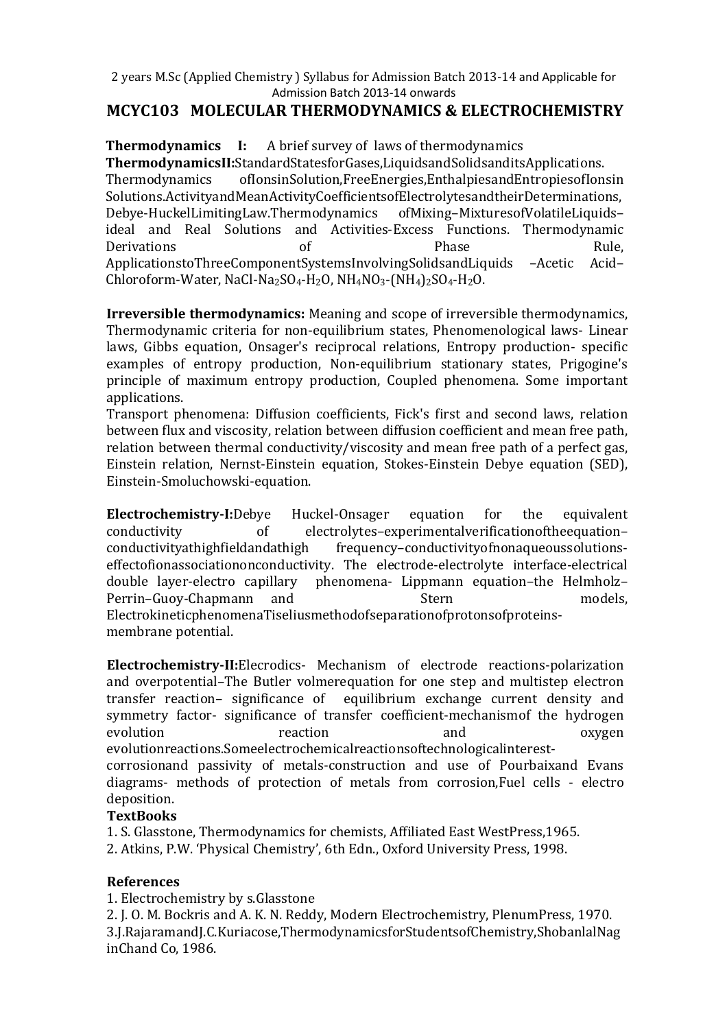2 years M.Sc (Applied Chemistry ) Syllabus for Admission Batch 2013-14 and Applicable for Admission Batch 2013-14 onwards

## MCYC103 MOLECULAR THERMODYNAMICS & ELECTROCHEMISTRY

**Thermodynamics I:** A brief survey of laws of thermodynamics

**ThermodynamicsII:**StandardStatesforGases,LiquidsandSolidsanditsApplications. Thermodynamics ofIonsinSolution,FreeEnergies,EnthalpiesandEntropiesofIonsin Solutions.ActivityandMeanActivityCoefficientsofElectrolytesandtheirDeterminations, Debye-HuckelLimitingLaw.Thermodynamics ofMixing–MixturesofVolatileLiquids– ideal and Real Solutions and Activities-Excess Functions. Thermodynamic Derivations of Phase Rule, ApplicationstoThreeComponentSystemsInvolvingSolidsandLiquids –Acetic Acid–Chloroform-Water, NaCl-$Na_2SO_4$-$H_2O$, $NH_4NO_3$-$(NH_4)_2SO_4$-$H_2O$.

**Irreversible thermodynamics:** Meaning and scope of irreversible thermodynamics, Thermodynamic criteria for non-equilibrium states, Phenomenological laws- Linear laws, Gibbs equation, Onsager's reciprocal relations, Entropy production- specific examples of entropy production, Non-equilibrium stationary states, Prigogine's principle of maximum entropy production, Coupled phenomena. Some important applications.

Transport phenomena: Diffusion coefficients, Fick's first and second laws, relation between flux and viscosity, relation between diffusion coefficient and mean free path, relation between thermal conductivity/viscosity and mean free path of a perfect gas, Einstein relation, Nernst-Einstein equation, Stokes-Einstein Debye equation (SED), Einstein-Smoluchowski-equation.

**Electrochemistry-I:**Debye Huckel-Onsager equation for the equivalent conductivity of electrolytes–experimentalverificationoftheequation–conductivityathighfieldandathigh frequency–conductivityofnonaqueoussolutions-effectofionassociationonconductivity. The electrode-electrolyte interface-electrical double layer-electro capillary phenomena- Lippmann equation–the Helmholz–Perrin–Guoy-Chapmann and Stern models, ElectrokineticphenomenaTiseliusmethodofseparationofprotonsofproteins-membrane potential.

**Electrochemistry-II:**Elecrodics- Mechanism of electrode reactions-polarization and overpotential–The Butler volmerequation for one step and multistep electron transfer reaction– significance of equilibrium exchange current density and symmetry factor- significance of transfer coefficient-mechanismof the hydrogen evolution reaction and oxygen evolutionreactions.Someelectrochemicalreactionsoftechnologicalinterest-corrosionand passivity of metals-construction and use of Pourbaixand Evans diagrams- methods of protection of metals from corrosion,Fuel cells - electro deposition.

**TextBooks**

1. S. Glasstone, Thermodynamics for chemists, Affiliated East WestPress,1965.
2. Atkins, P.W. 'Physical Chemistry', 6th Edn., Oxford University Press, 1998.

**References**

1. Electrochemistry by s.Glasstone
2. J. O. M. Bockris and A. K. N. Reddy, Modern Electrochemistry, PlenumPress, 1970.
3. J.RajaramandJ.C.Kuriacose,ThermodynamicsforStudentsofChemistry,ShobanlalNaginChand Co, 1986.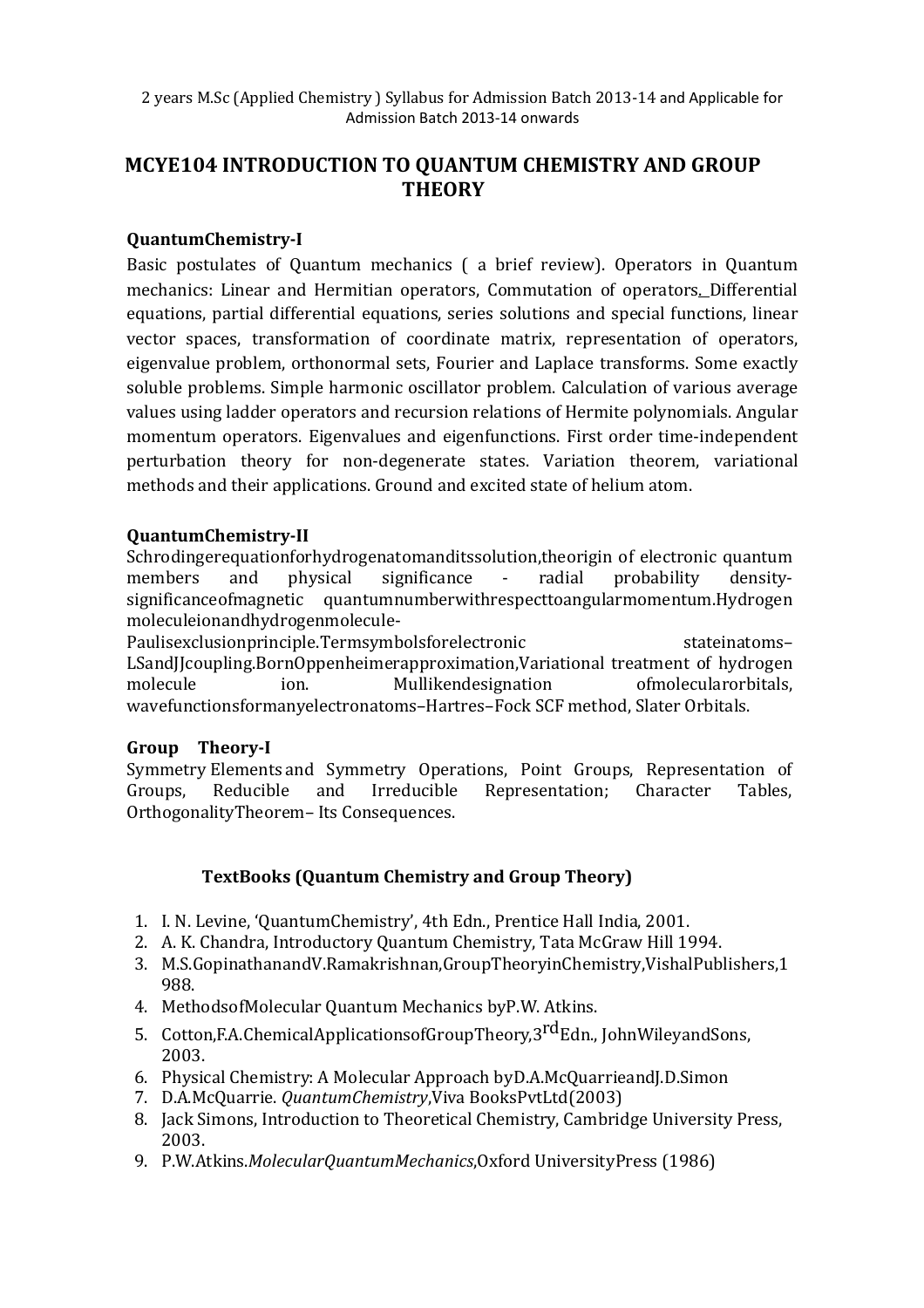2 years M.Sc (Applied Chemistry ) Syllabus for Admission Batch 2013-14 and Applicable for Admission Batch 2013-14 onwards

## MCYE104 INTRODUCTION TO QUANTUM CHEMISTRY AND GROUP THEORY

### QuantumChemistry-I

Basic postulates of Quantum mechanics ( a brief review). Operators in Quantum mechanics: Linear and Hermitian operators, Commutation of operators. Differential equations, partial differential equations, series solutions and special functions, linear vector spaces, transformation of coordinate matrix, representation of operators, eigenvalue problem, orthonormal sets, Fourier and Laplace transforms. Some exactly soluble problems. Simple harmonic oscillator problem. Calculation of various average values using ladder operators and recursion relations of Hermite polynomials. Angular momentum operators. Eigenvalues and eigenfunctions. First order time-independent perturbation theory for non-degenerate states. Variation theorem, variational methods and their applications. Ground and excited state of helium atom.

### QuantumChemistry-II

Schrodingerequationforhydrogenatomanditssolution,theorigin of electronic quantum members and physical significance - radial probability density-significanceofmagnetic quantumnumberwithrespecttoangularmomentum.Hydrogen moleculeionandhydrogenmolecule-Paulisexclusionprinciple.Termsymbolsforelectronic stateinatoms–LSandJJcoupling.BornOppenheimerapproximation,Variational treatment of hydrogen molecule ion. Mullikendesignation ofmolecularorbitals, wavefunctionsformanyelectronatoms–Hartres–Fock SCF method, Slater Orbitals.

### Group Theory-I

Symmetry Elements and Symmetry Operations, Point Groups, Representation of Groups, Reducible and Irreducible Representation; Character Tables, OrthogonalityTheorem– Its Consequences.

### TextBooks (Quantum Chemistry and Group Theory)

1. I. N. Levine, 'QuantumChemistry', 4th Edn., Prentice Hall India, 2001.
2. A. K. Chandra, Introductory Quantum Chemistry, Tata McGraw Hill 1994.
3. M.S.GopinathanandV.Ramakrishnan,GroupTheoryinChemistry,VishalPublishers,1988.
4. MethodsofMolecular Quantum Mechanics byP.W. Atkins.
5. Cotton,F.A.ChemicalApplicationsofGroupTheory,3rdEdn., JohnWileyandSons, 2003.
6. Physical Chemistry: A Molecular Approach byD.A.McQuarrieandJ.D.Simon
7. D.A.McQuarrie. *QuantumChemistry*,Viva BooksPvtLtd(2003)
8. Jack Simons, Introduction to Theoretical Chemistry, Cambridge University Press, 2003.
9. P.W.Atkins.*MolecularQuantumMechanics*,Oxford UniversityPress (1986)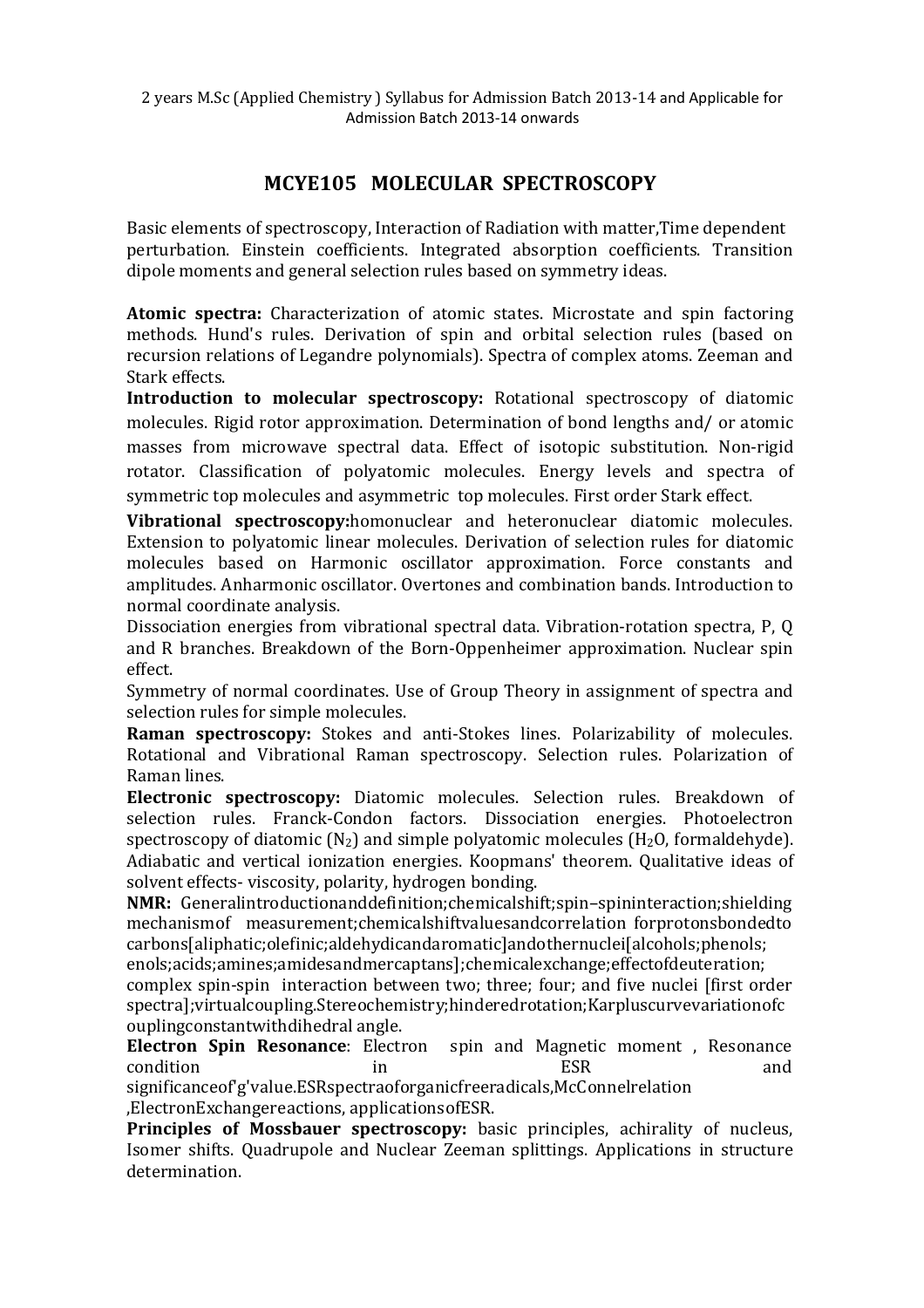2 years M.Sc (Applied Chemistry ) Syllabus for Admission Batch 2013-14 and Applicable for Admission Batch 2013-14 onwards

## MCYE105 MOLECULAR SPECTROSCOPY

Basic elements of spectroscopy, Interaction of Radiation with matter,Time dependent perturbation. Einstein coefficients. Integrated absorption coefficients. Transition dipole moments and general selection rules based on symmetry ideas.

**Atomic spectra:** Characterization of atomic states. Microstate and spin factoring methods. Hund's rules. Derivation of spin and orbital selection rules (based on recursion relations of Legandre polynomials). Spectra of complex atoms. Zeeman and Stark effects.

**Introduction to molecular spectroscopy:** Rotational spectroscopy of diatomic molecules. Rigid rotor approximation. Determination of bond lengths and/ or atomic masses from microwave spectral data. Effect of isotopic substitution. Non-rigid rotator. Classification of polyatomic molecules. Energy levels and spectra of symmetric top molecules and asymmetric top molecules. First order Stark effect.

**Vibrational spectroscopy:**homonuclear and heteronuclear diatomic molecules. Extension to polyatomic linear molecules. Derivation of selection rules for diatomic molecules based on Harmonic oscillator approximation. Force constants and amplitudes. Anharmonic oscillator. Overtones and combination bands. Introduction to normal coordinate analysis.

Dissociation energies from vibrational spectral data. Vibration-rotation spectra, P, Q and R branches. Breakdown of the Born-Oppenheimer approximation. Nuclear spin effect.

Symmetry of normal coordinates. Use of Group Theory in assignment of spectra and selection rules for simple molecules.

**Raman spectroscopy:** Stokes and anti-Stokes lines. Polarizability of molecules. Rotational and Vibrational Raman spectroscopy. Selection rules. Polarization of Raman lines.

**Electronic spectroscopy:** Diatomic molecules. Selection rules. Breakdown of selection rules. Franck-Condon factors. Dissociation energies. Photoelectron spectroscopy of diatomic ($N_2$) and simple polyatomic molecules ($H_2O$, formaldehyde). Adiabatic and vertical ionization energies. Koopmans' theorem. Qualitative ideas of solvent effects- viscosity, polarity, hydrogen bonding.

**NMR:** Generalintroductionanddefinition;chemicalshift;spin–spininteraction;shielding mechanismof measurement;chemicalshiftvaluesandcorrelation forprotonsbondedto carbons[aliphatic;olefinic;aldehydicandaromatic]andothernuclei[alcohols;phenols; enols;acids;amines;amidesandmercaptans];chemicalexchange;effectofdeuteration; complex spin-spin interaction between two; three; four; and five nuclei [first order spectra];virtualcoupling.Stereochemistry;hinderedrotation;Karpluscurvevariationofc ouplingconstantwithdihedral angle.

**Electron Spin Resonance**: Electron spin and Magnetic moment , Resonance condition in ESR and significanceof'g'value.ESRspectraoforganicfreeradicals,McConnelrelation ,ElectronExchangereactions, applicationsofESR.

**Principles of Mossbauer spectroscopy:** basic principles, achirality of nucleus, Isomer shifts. Quadrupole and Nuclear Zeeman splittings. Applications in structure determination.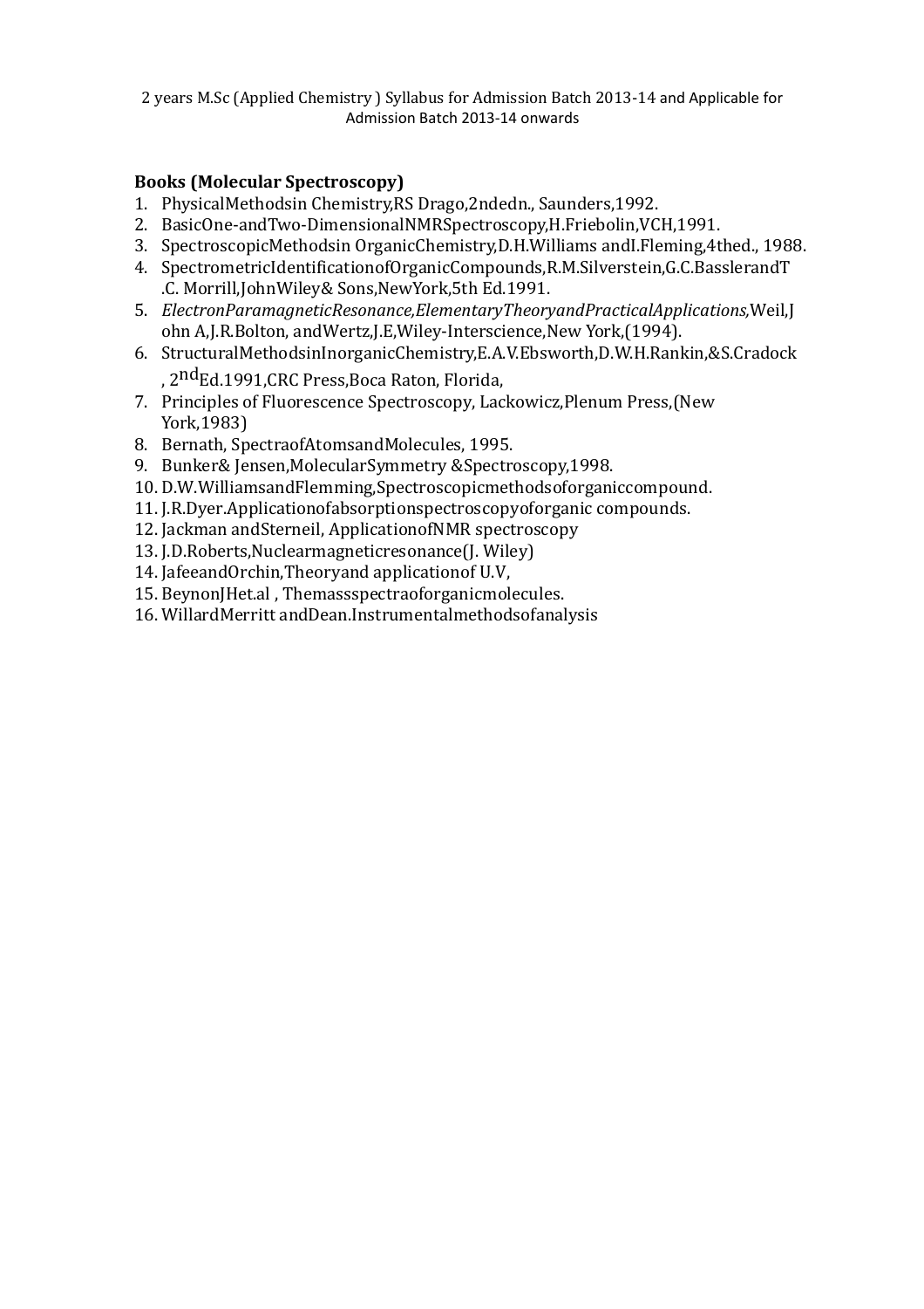**Books (Molecular Spectroscopy)**

1. PhysicalMethodsin Chemistry,RS Drago,2ndedn., Saunders,1992.
2. BasicOne-andTwo-DimensionalNMRSpectroscopy,H.Friebolin,VCH,1991.
3. SpectroscopicMethodsin OrganicChemistry,D.H.Williams andI.Fleming,4thed., 1988.
4. SpectrometricIdentificationofOrganicCompounds,R.M.Silverstein,G.C.BasslerandT .C. Morrill,JohnWiley& Sons,NewYork,5th Ed.1991.
5. *ElectronParamagneticResonance,ElementaryTheoryandPracticalApplications,*Weil,John A,J.R.Bolton, andWertz,J.E,Wiley-Interscience,New York,(1994).
6. StructuralMethodsinInorganicChemistry,E.A.V.Ebsworth,D.W.H.Rankin,&S.Cradock , 2ndEd.1991,CRC Press,Boca Raton, Florida,
7. Principles of Fluorescence Spectroscopy, Lackowicz,Plenum Press,(New York,1983)
8. Bernath, SpectraofAtomsandMolecules, 1995.
9. Bunker& Jensen,MolecularSymmetry &Spectroscopy,1998.
10. D.W.WilliamsandFlemming,Spectroscopicmethodsoforganiccompound.
11. J.R.Dyer.Applicationofabsorptionspectroscopyoforganic compounds.
12. Jackman andSterneil, ApplicationofNMR spectroscopy
13. J.D.Roberts,Nuclearmagneticresonance(J. Wiley)
14. JafeeandOrchin,Theoryand applicationof U.V,
15. BeynonJHet.al , Themassspectraoforganicmolecules.
16. WillardMerritt andDean.Instrumentalmethodsofanalysis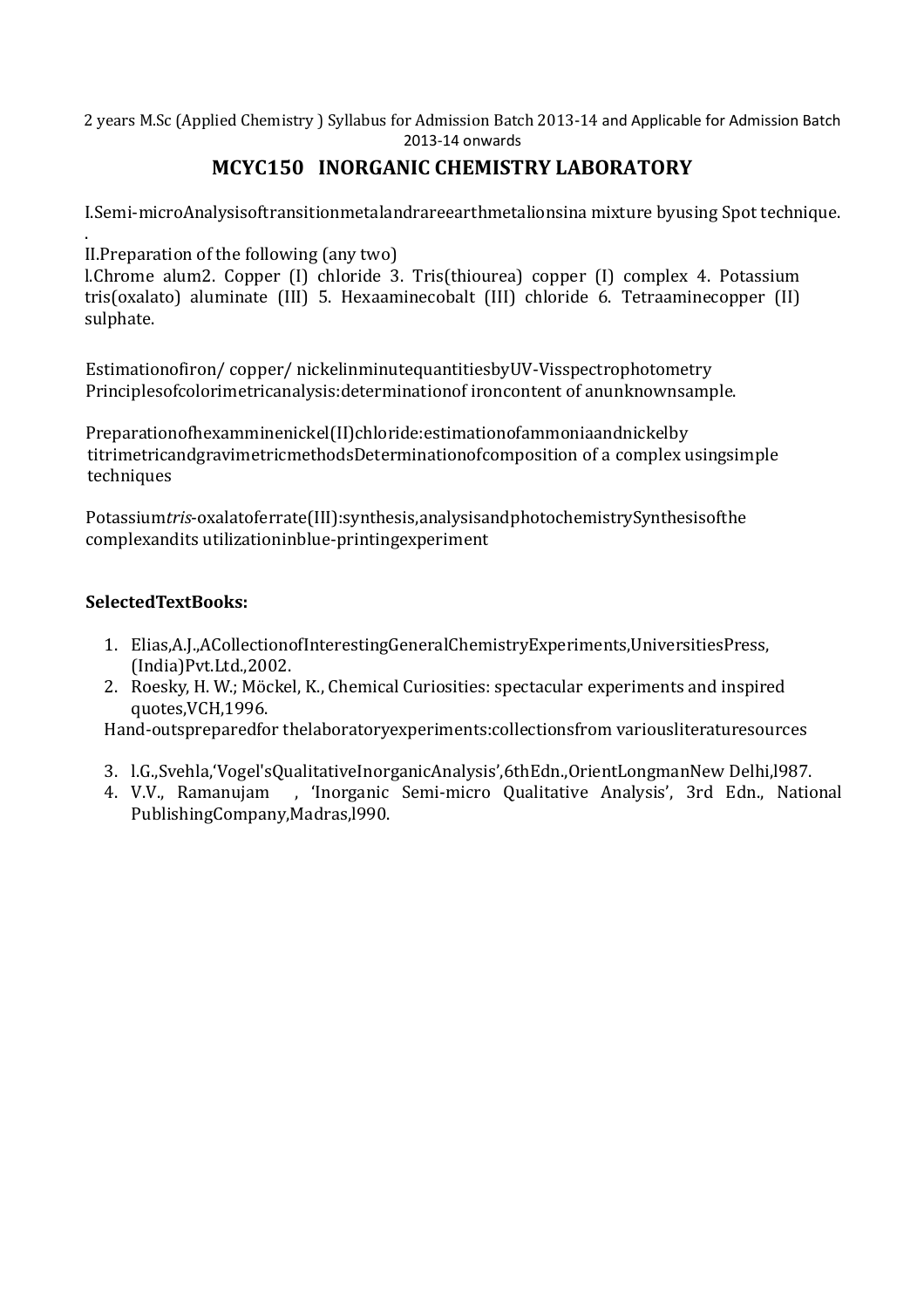2 years M.Sc (Applied Chemistry ) Syllabus for Admission Batch 2013-14 and Applicable for Admission Batch 2013-14 onwards

## MCYC150 INORGANIC CHEMISTRY LABORATORY

I.Semi-microAnalysisoftransitionmetalandrareearthmetalionsina mixture byusing Spot technique.

.

II.Preparation of the following (any two)

l.Chrome alum2. Copper (I) chloride 3. Tris(thiourea) copper (I) complex 4. Potassium tris(oxalato) aluminate (III) 5. Hexaaminecobalt (III) chloride 6. Tetraaminecopper (II) sulphate.

Estimationofiron/ copper/ nickelinminutequantitiesbyUV-Visspectrophotometry Principlesofcolorimetricanalysis:determinationof ironcontent of anunknownsample.

Preparationofhexamminenickel(II)chloride:estimationofammoniaandnickelby titrimetricandgravimetricmethodsDeterminationofcomposition of a complex usingsimple techniques

Potassium*tris*-oxalatoferrate(III):synthesis,analysisandphotochemistrySynthesisofthe complexandits utilizationinblue-printingexperiment

**SelectedTextBooks:**

1. Elias,A.J.,ACollectionofInterestingGeneralChemistryExperiments,UniversitiesPress,(India)Pvt.Ltd.,2002.
2. Roesky, H. W.; Möckel, K., Chemical Curiosities: spectacular experiments and inspired quotes,VCH,1996.

Hand-outspreparedfor thelaboratoryexperiments:collectionsfrom variousliteraturesources

3. l.G.,Svehla,'Vogel'sQualitativeInorganicAnalysis',6thEdn.,OrientLongmanNew Delhi,l987.
4. V.V., Ramanujam , 'Inorganic Semi-micro Qualitative Analysis', 3rd Edn., National PublishingCompany,Madras,l990.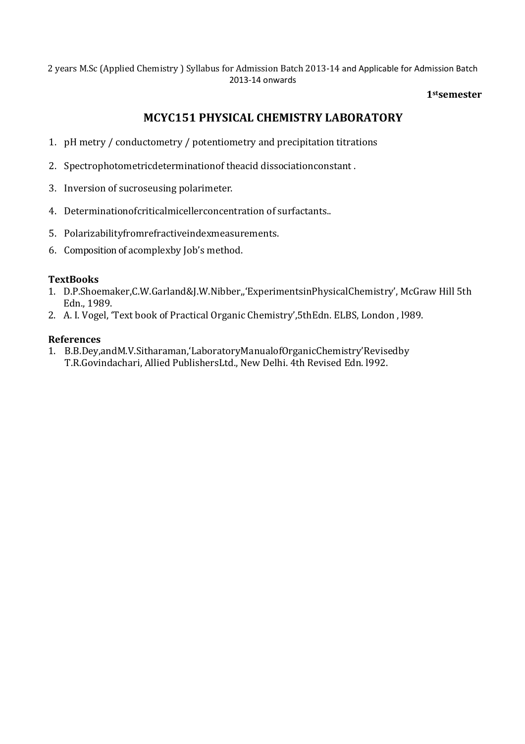2 years M.Sc (Applied Chemistry ) Syllabus for Admission Batch 2013-14 and Applicable for Admission Batch 2013-14 onwards

**1st semester**

## MCYC151 PHYSICAL CHEMISTRY LABORATORY

1. pH metry / conductometry / potentiometry and precipitation titrations
2. Spectrophotometricdeterminationof theacid dissociationconstant .
3. Inversion of sucroseusing polarimeter.
4. Determinationofcriticalmicellerconcentration of surfactants..
5. Polarizabilityfromrefractiveindexmeasurements.
6. Composition of acomplexby Job's method.

**TextBooks**

1. D.P.Shoemaker,C.W.Garland&J.W.Nibber,,'ExperimentsinPhysicalChemistry', McGraw Hill 5th Edn., 1989.
2. A. I. Vogel, 'Text book of Practical Organic Chemistry',5thEdn. ELBS, London , l989.

**References**

1. B.B.Dey,andM.V.Sitharaman,'LaboratoryManualofOrganicChemistry'Revisedby T.R.Govindachari, Allied PublishersLtd., New Delhi. 4th Revised Edn. l992.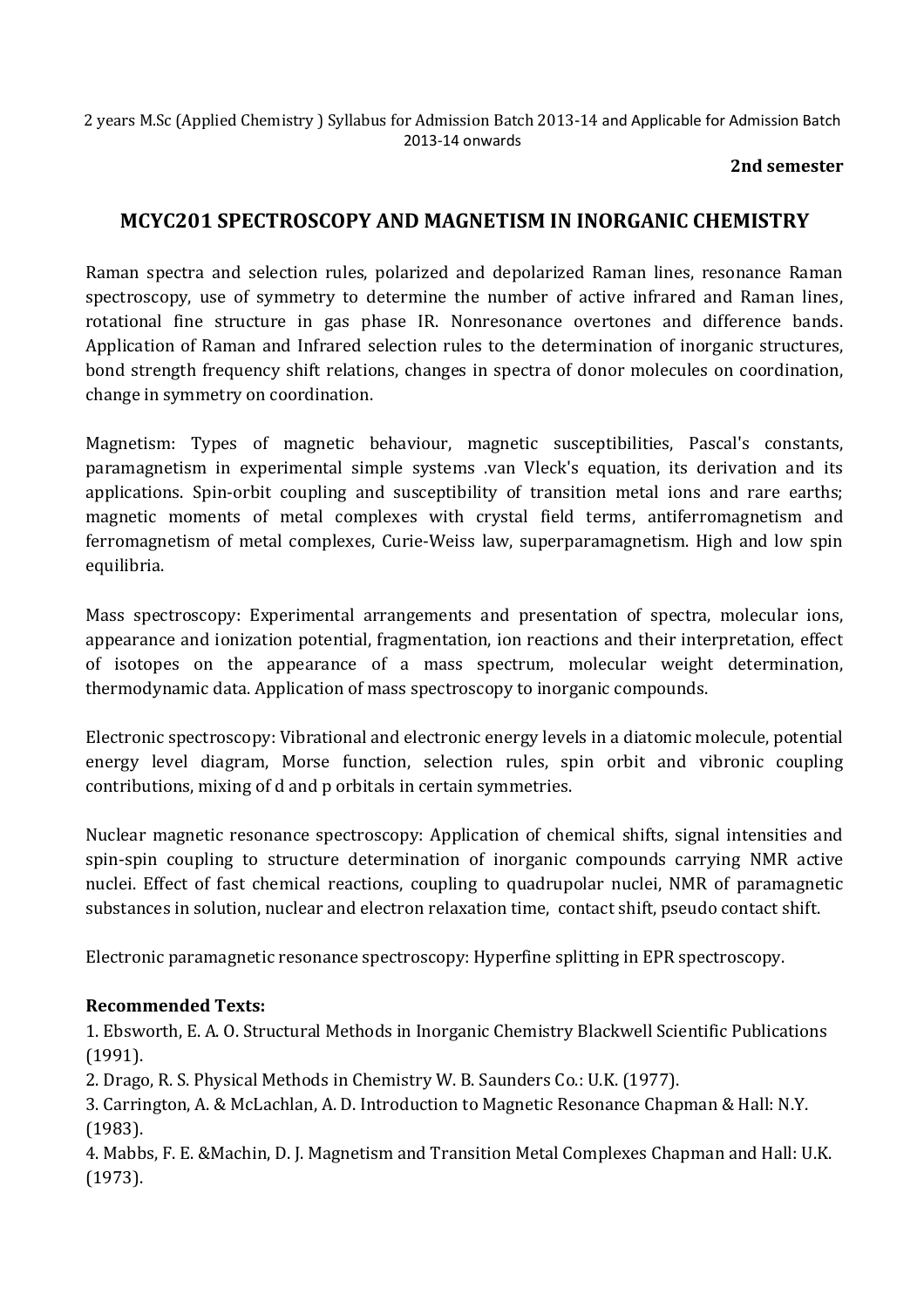2 years M.Sc (Applied Chemistry ) Syllabus for Admission Batch 2013-14 and Applicable for Admission Batch 2013-14 onwards

**2nd semester**

## MCYC201 SPECTROSCOPY AND MAGNETISM IN INORGANIC CHEMISTRY

Raman spectra and selection rules, polarized and depolarized Raman lines, resonance Raman spectroscopy, use of symmetry to determine the number of active infrared and Raman lines, rotational fine structure in gas phase IR. Nonresonance overtones and difference bands. Application of Raman and Infrared selection rules to the determination of inorganic structures, bond strength frequency shift relations, changes in spectra of donor molecules on coordination, change in symmetry on coordination.

Magnetism: Types of magnetic behaviour, magnetic susceptibilities, Pascal's constants, paramagnetism in experimental simple systems .van Vleck's equation, its derivation and its applications. Spin-orbit coupling and susceptibility of transition metal ions and rare earths; magnetic moments of metal complexes with crystal field terms, antiferromagnetism and ferromagnetism of metal complexes, Curie-Weiss law, superparamagnetism. High and low spin equilibria.

Mass spectroscopy: Experimental arrangements and presentation of spectra, molecular ions, appearance and ionization potential, fragmentation, ion reactions and their interpretation, effect of isotopes on the appearance of a mass spectrum, molecular weight determination, thermodynamic data. Application of mass spectroscopy to inorganic compounds.

Electronic spectroscopy: Vibrational and electronic energy levels in a diatomic molecule, potential energy level diagram, Morse function, selection rules, spin orbit and vibronic coupling contributions, mixing of d and p orbitals in certain symmetries.

Nuclear magnetic resonance spectroscopy: Application of chemical shifts, signal intensities and spin-spin coupling to structure determination of inorganic compounds carrying NMR active nuclei. Effect of fast chemical reactions, coupling to quadrupolar nuclei, NMR of paramagnetic substances in solution, nuclear and electron relaxation time, contact shift, pseudo contact shift.

Electronic paramagnetic resonance spectroscopy: Hyperfine splitting in EPR spectroscopy.

**Recommended Texts:**

1. Ebsworth, E. A. O. Structural Methods in Inorganic Chemistry Blackwell Scientific Publications (1991).
2. Drago, R. S. Physical Methods in Chemistry W. B. Saunders Co.: U.K. (1977).
3. Carrington, A. & McLachlan, A. D. Introduction to Magnetic Resonance Chapman & Hall: N.Y. (1983).
4. Mabbs, F. E. &Machin, D. J. Magnetism and Transition Metal Complexes Chapman and Hall: U.K. (1973).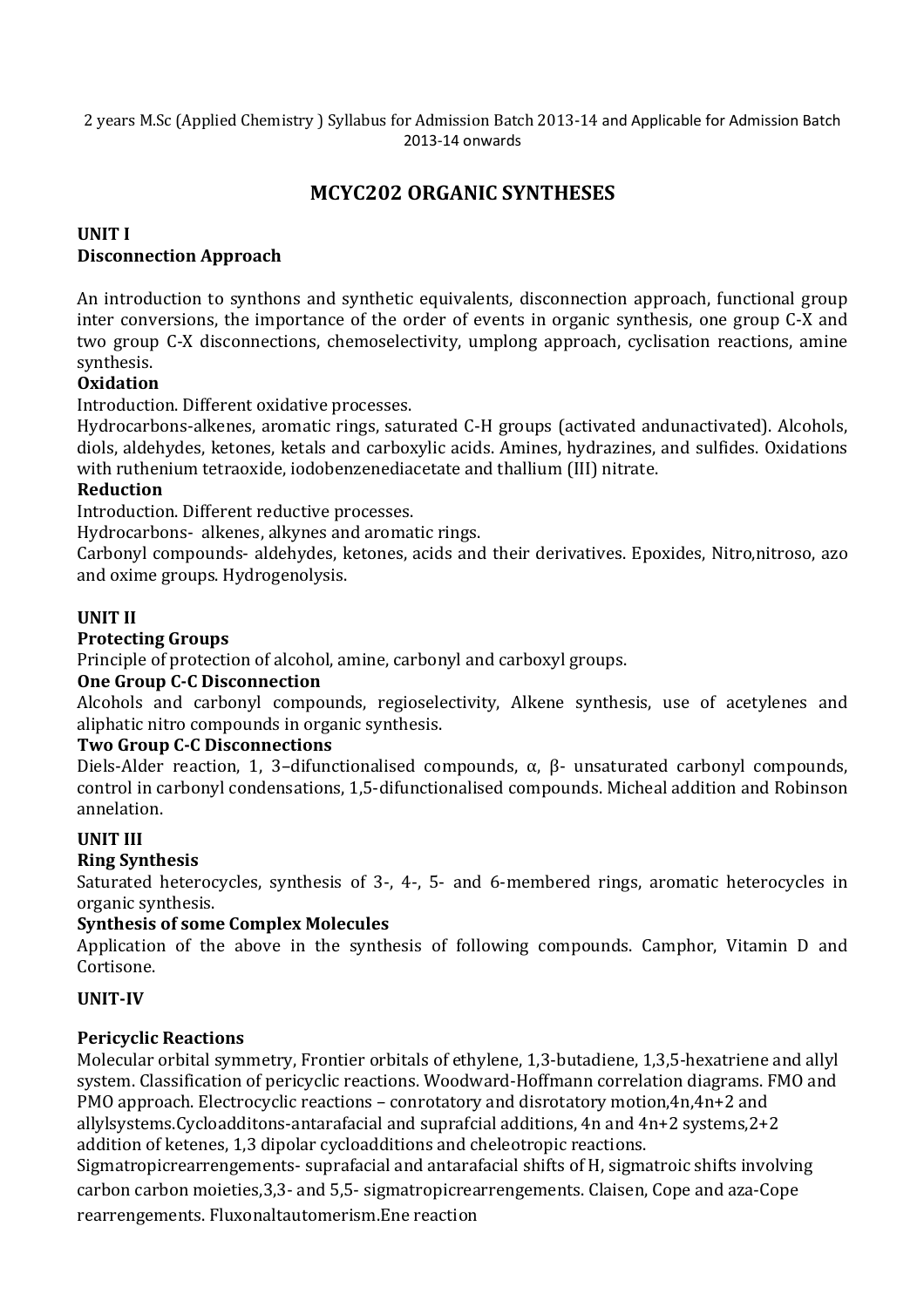2 years M.Sc (Applied Chemistry ) Syllabus for Admission Batch 2013-14 and Applicable for Admission Batch 2013-14 onwards

# MCYC202 ORGANIC SYNTHESES

## UNIT I

### Disconnection Approach

An introduction to synthons and synthetic equivalents, disconnection approach, functional group inter conversions, the importance of the order of events in organic synthesis, one group C-X and two group C-X disconnections, chemoselectivity, umplong approach, cyclisation reactions, amine synthesis.

### Oxidation

Introduction. Different oxidative processes.

Hydrocarbons-alkenes, aromatic rings, saturated C-H groups (activated andunactivated). Alcohols, diols, aldehydes, ketones, ketals and carboxylic acids. Amines, hydrazines, and sulfides. Oxidations with ruthenium tetraoxide, iodobenzenediacetate and thallium (III) nitrate.

### Reduction

Introduction. Different reductive processes.

Hydrocarbons- alkenes, alkynes and aromatic rings.

Carbonyl compounds- aldehydes, ketones, acids and their derivatives. Epoxides, Nitro,nitroso, azo and oxime groups. Hydrogenolysis.

## UNIT II

### Protecting Groups

Principle of protection of alcohol, amine, carbonyl and carboxyl groups.

### One Group C-C Disconnection

Alcohols and carbonyl compounds, regioselectivity, Alkene synthesis, use of acetylenes and aliphatic nitro compounds in organic synthesis.

### Two Group C-C Disconnections

Diels-Alder reaction, 1, 3–difunctionalised compounds, α, β- unsaturated carbonyl compounds, control in carbonyl condensations, 1,5-difunctionalised compounds. Micheal addition and Robinson annelation.

## UNIT III

### Ring Synthesis

Saturated heterocycles, synthesis of 3-, 4-, 5- and 6-membered rings, aromatic heterocycles in organic synthesis.

### Synthesis of some Complex Molecules

Application of the above in the synthesis of following compounds. Camphor, Vitamin D and Cortisone.

## UNIT-IV

### Pericyclic Reactions

Molecular orbital symmetry, Frontier orbitals of ethylene, 1,3-butadiene, 1,3,5-hexatriene and allyl system. Classification of pericyclic reactions. Woodward-Hoffmann correlation diagrams. FMO and PMO approach. Electrocyclic reactions – conrotatory and disrotatory motion,4n,4n+2 and allylsystems.Cycloadditons-antarafacial and suprafcial additions, 4n and 4n+2 systems,2+2 addition of ketenes, 1,3 dipolar cycloadditions and cheleotropic reactions. Sigmatropicrearrengements- suprafacial and antarafacial shifts of H, sigmatroic shifts involving carbon carbon moieties,3,3- and 5,5- sigmatropicrearrengements. Claisen, Cope and aza-Cope rearrengements. Fluxonaltautomerism.Ene reaction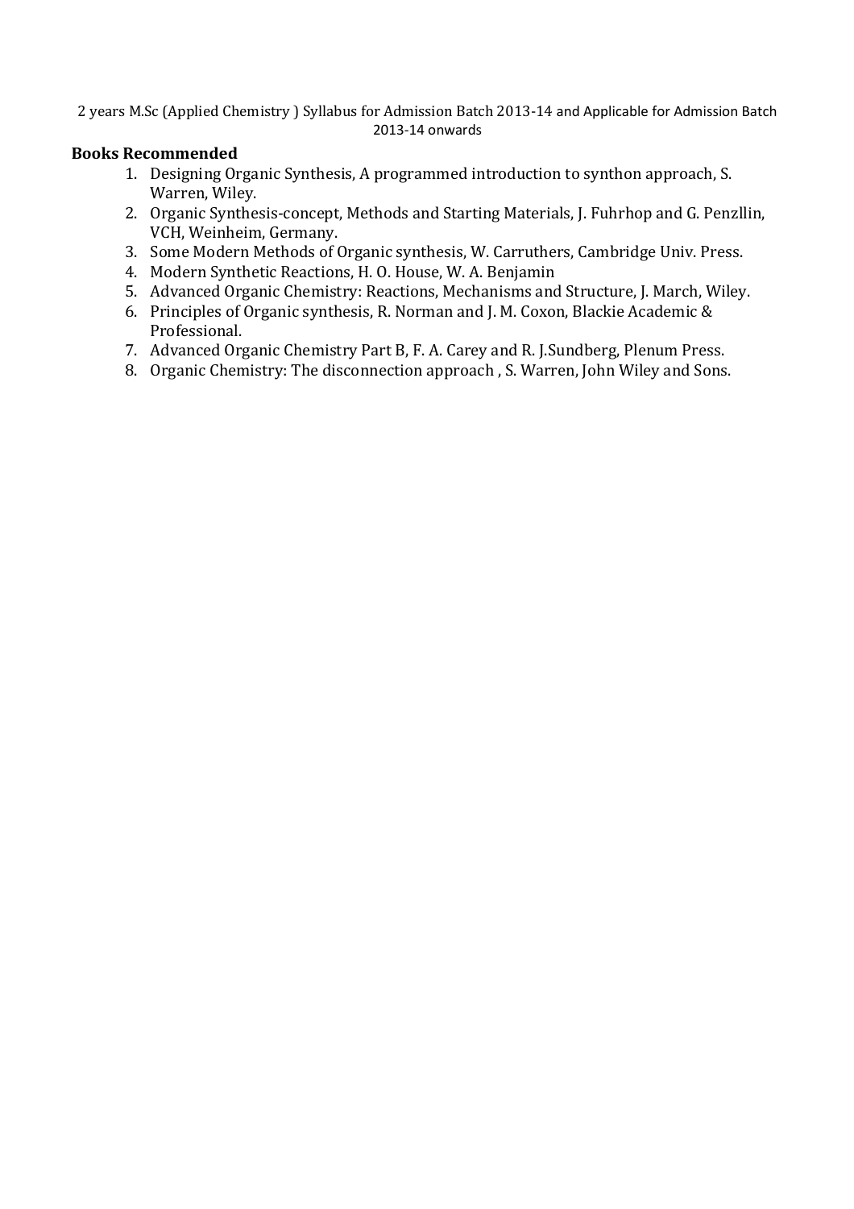## Books Recommended

1. Designing Organic Synthesis, A programmed introduction to synthon approach, S. Warren, Wiley.
2. Organic Synthesis-concept, Methods and Starting Materials, J. Fuhrhop and G. Penzllin, VCH, Weinheim, Germany.
3. Some Modern Methods of Organic synthesis, W. Carruthers, Cambridge Univ. Press.
4. Modern Synthetic Reactions, H. O. House, W. A. Benjamin
5. Advanced Organic Chemistry: Reactions, Mechanisms and Structure, J. March, Wiley.
6. Principles of Organic synthesis, R. Norman and J. M. Coxon, Blackie Academic & Professional.
7. Advanced Organic Chemistry Part B, F. A. Carey and R. J.Sundberg, Plenum Press.
8. Organic Chemistry: The disconnection approach , S. Warren, John Wiley and Sons.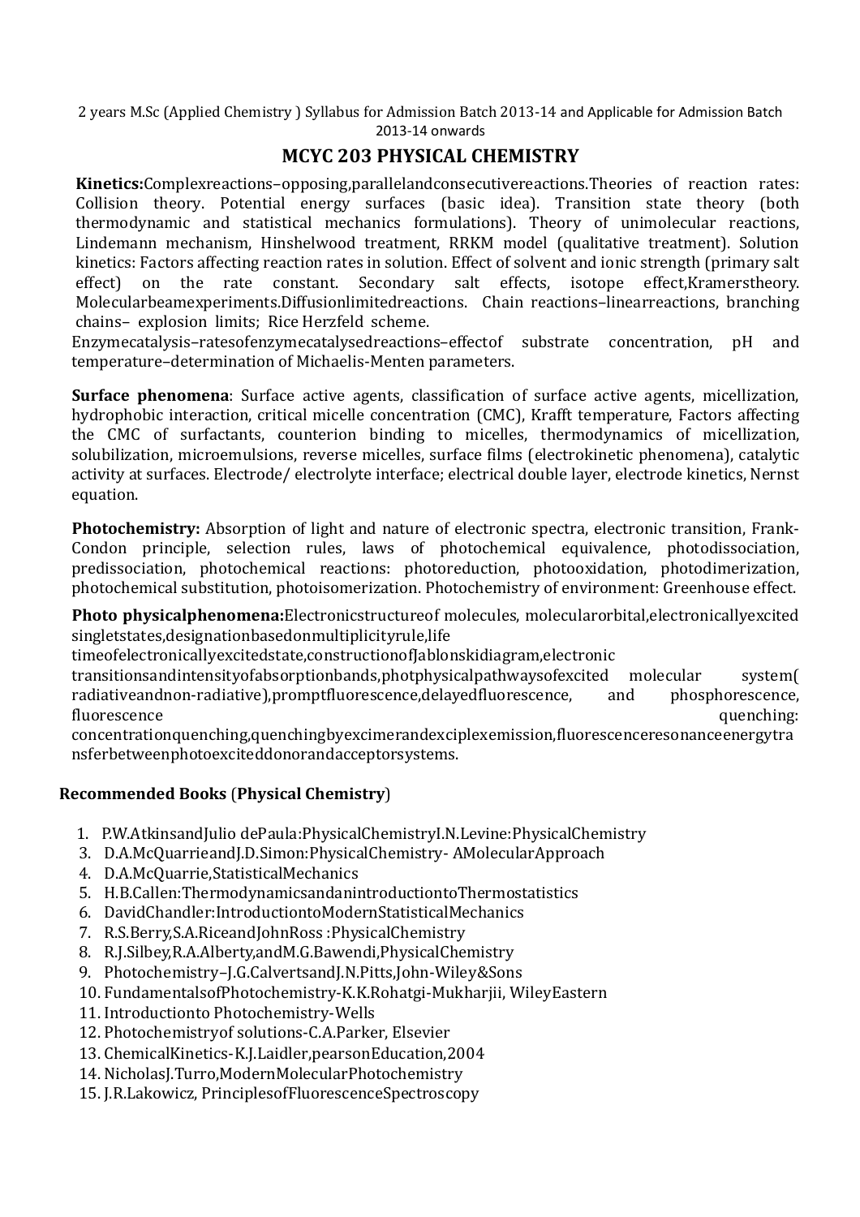2 years M.Sc (Applied Chemistry ) Syllabus for Admission Batch 2013-14 and Applicable for Admission Batch 2013-14 onwards

## MCYC 203 PHYSICAL CHEMISTRY

**Kinetics:**Complexreactions–opposing,parallelandconsecutivereactions.Theories of reaction rates: Collision theory. Potential energy surfaces (basic idea). Transition state theory (both thermodynamic and statistical mechanics formulations). Theory of unimolecular reactions, Lindemann mechanism, Hinshelwood treatment, RRKM model (qualitative treatment). Solution kinetics: Factors affecting reaction rates in solution. Effect of solvent and ionic strength (primary salt effect) on the rate constant. Secondary salt effects, isotope effect,Kramerstheory. Molecularbeamexperiments.Diffusionlimitedreactions. Chain reactions–linearreactions, branching chains– explosion limits; Rice Herzfeld scheme.

Enzymecatalysis–ratesofenzymecatalysedreactions–effectof substrate concentration, pH and temperature–determination of Michaelis-Menten parameters.

**Surface phenomena**: Surface active agents, classification of surface active agents, micellization, hydrophobic interaction, critical micelle concentration (CMC), Krafft temperature, Factors affecting the CMC of surfactants, counterion binding to micelles, thermodynamics of micellization, solubilization, microemulsions, reverse micelles, surface films (electrokinetic phenomena), catalytic activity at surfaces. Electrode/ electrolyte interface; electrical double layer, electrode kinetics, Nernst equation.

**Photochemistry:** Absorption of light and nature of electronic spectra, electronic transition, Frank-Condon principle, selection rules, laws of photochemical equivalence, photodissociation, predissociation, photochemical reactions: photoreduction, photooxidation, photodimerization, photochemical substitution, photoisomerization. Photochemistry of environment: Greenhouse effect.

**Photo physicalphenomena:**Electronicstructureof molecules, molecularorbital,electronicallyexcited singletstates,designationbasedonmultiplicityrule,life timeofelectronicallyexcitedstate,constructionofJablonskidiagram,electronic transitionsandintensityofabsorptionbands,photphysicalpathwaysofexcited molecular system( radiativeandnon-radiative),promptfluorescence,delayedfluorescence, and phosphorescence, fluorescence quenching: concentrationquenching,quenchingbyexcimerandexciplexemission,fluorescenceresonanceenergytransferbetweenphotoexciteddonorandacceptorsystems.

### Recommended Books (Physical Chemistry)

1. P.W.AtkinsandJulio dePaula:PhysicalChemistryI.N.Levine:PhysicalChemistry
3. D.A.McQuarrieandJ.D.Simon:PhysicalChemistry- AMolecularApproach
4. D.A.McQuarrie,StatisticalMechanics
5. H.B.Callen:ThermodynamicsandanintroductiontoThermostatistics
6. DavidChandler:IntroductiontoModernStatisticalMechanics
7. R.S.Berry,S.A.RiceandJohnRoss :PhysicalChemistry
8. R.J.Silbey,R.A.Alberty,andM.G.Bawendi,PhysicalChemistry
9. Photochemistry–J.G.CalvertsandJ.N.Pitts,John-Wiley&Sons
10. FundamentalsofPhotochemistry-K.K.Rohatgi-Mukharjii, WileyEastern
11. Introductionto Photochemistry-Wells
12. Photochemistryof solutions-C.A.Parker, Elsevier
13. ChemicalKinetics-K.J.Laidler,pearsonEducation,2004
14. NicholasJ.Turro,ModernMolecularPhotochemistry
15. J.R.Lakowicz, PrinciplesofFluorescenceSpectroscopy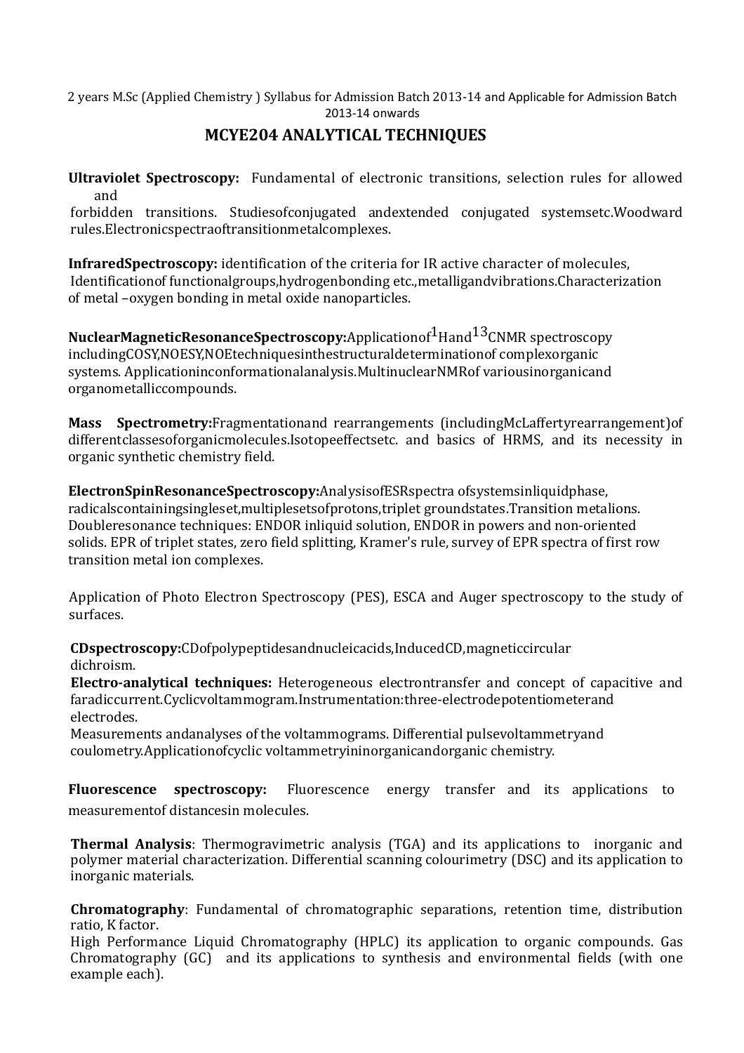2 years M.Sc (Applied Chemistry ) Syllabus for Admission Batch 2013-14 and Applicable for Admission Batch 2013-14 onwards

# MCYE204 ANALYTICAL TECHNIQUES

**Ultraviolet Spectroscopy:** Fundamental of electronic transitions, selection rules for allowed and forbidden transitions. Studiesofconjugated andextended conjugated systemsetc.Woodward rules.Electronicspectraoftransitionmetalcomplexes.

**InfraredSpectroscopy:** identification of the criteria for IR active character of molecules, Identificationof functionalgroups,hydrogenbonding etc.,metalligandvibrations.Characterization of metal –oxygen bonding in metal oxide nanoparticles.

**NuclearMagneticResonanceSpectroscopy:**Applicationof $^{1}$Hand $^{13}$CNMR spectroscopy includingCOSY,NOESY,NOEtechniquesinthestructuraldeterminationof complexorganic systems. Applicationinconformationalanalysis.MultinuclearNMRof variousinorganicand organometalliccompounds.

**Mass Spectrometry:**Fragmentationand rearrangements (includingMcLaffertyrearrangement)of differentclassesoforganicmolecules.Isotopeeffectsetc. and basics of HRMS, and its necessity in organic synthetic chemistry field.

**ElectronSpinResonanceSpectroscopy:**AnalysisofESRspectra ofsystemsinliquidphase, radicalscontainingsingleset,multiplesetsofprotons,triplet groundstates.Transition metalions. Doubleresonance techniques: ENDOR inliquid solution, ENDOR in powers and non-oriented solids. EPR of triplet states, zero field splitting, Kramer's rule, survey of EPR spectra of first row transition metal ion complexes.

Application of Photo Electron Spectroscopy (PES), ESCA and Auger spectroscopy to the study of surfaces.

**CDspectroscopy:**CDofpolypeptidesandnucleicacids,InducedCD,magneticcircular dichroism.

**Electro-analytical techniques:** Heterogeneous electrontransfer and concept of capacitive and faradiccurrent.Cyclicvoltammogram.Instrumentation:three-electrodepotentiometerand electrodes.

Measurements andanalyses of the voltammograms. Differential pulsevoltammetryand coulometry.Applicationofcyclic voltammetryininorganicandorganic chemistry.

**Fluorescence spectroscopy:** Fluorescence energy transfer and its applications to measurementof distancesin molecules.

**Thermal Analysis**: Thermogravimetric analysis (TGA) and its applications to inorganic and polymer material characterization. Differential scanning colourimetry (DSC) and its application to inorganic materials.

**Chromatography**: Fundamental of chromatographic separations, retention time, distribution ratio, K factor.

High Performance Liquid Chromatography (HPLC) its application to organic compounds. Gas Chromatography (GC) and its applications to synthesis and environmental fields (with one example each).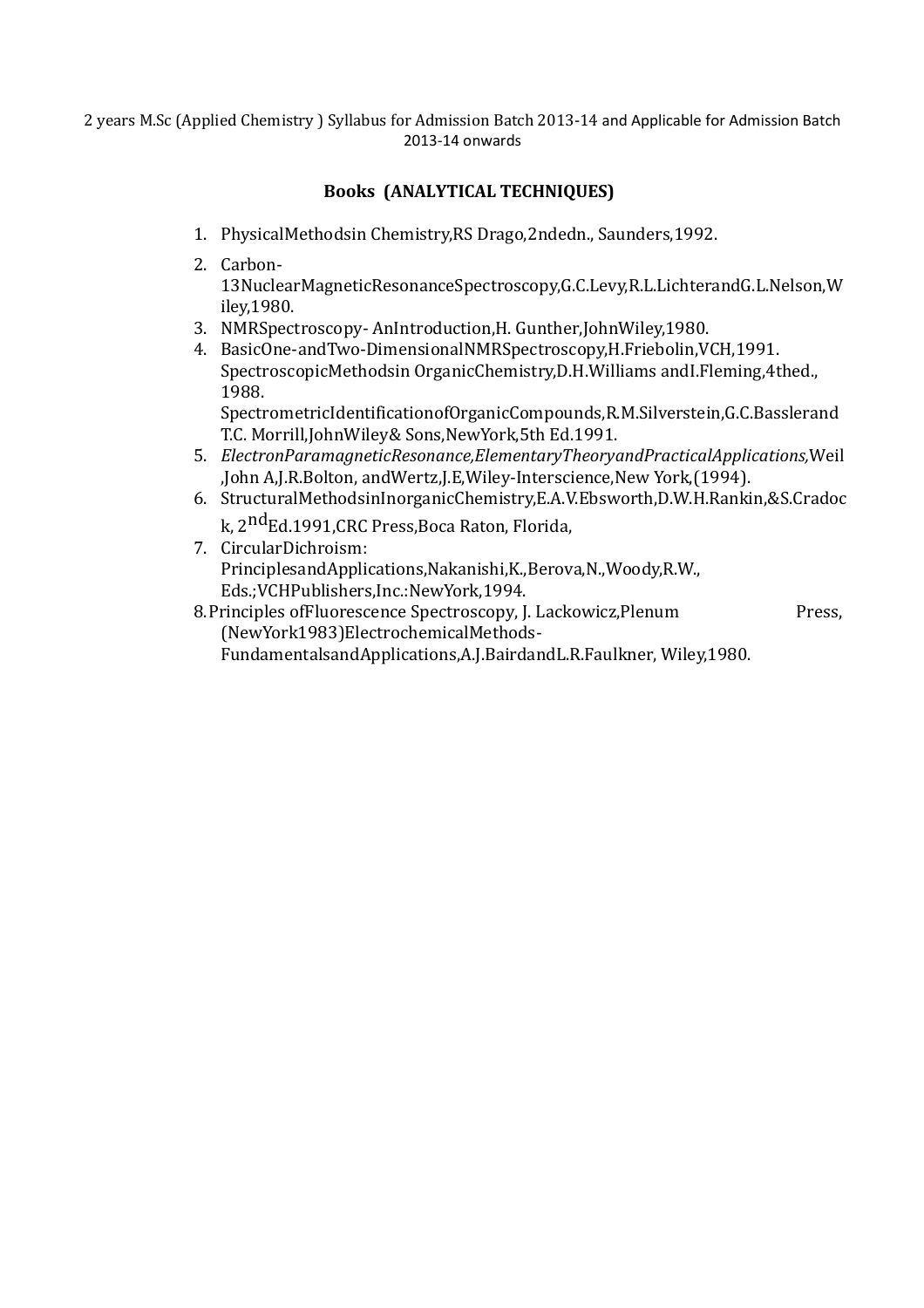2 years M.Sc (Applied Chemistry ) Syllabus for Admission Batch 2013-14 and Applicable for Admission Batch 2013-14 onwards

## Books (ANALYTICAL TECHNIQUES)

1. PhysicalMethodsin Chemistry,RS Drago,2ndedn., Saunders,1992.
2. Carbon-13NuclearMagneticResonanceSpectroscopy,G.C.Levy,R.L.LichterandG.L.Nelson,Wiley,1980.
3. NMRSpectroscopy- AnIntroduction,H. Gunther,JohnWiley,1980.
4. BasicOne-andTwo-DimensionalNMRSpectroscopy,H.Friebolin,VCH,1991. SpectroscopicMethodsin OrganicChemistry,D.H.Williams andI.Fleming,4thed., 1988. SpectrometricIdentificationofOrganicCompounds,R.M.Silverstein,G.C.Basslerand T.C. Morrill,JohnWiley& Sons,NewYork,5th Ed.1991.
5. *ElectronParamagneticResonance,ElementaryTheoryandPracticalApplications,*Weil ,John A,J.R.Bolton, andWertz,J.E,Wiley-Interscience,New York,(1994).
6. StructuralMethodsinInorganicChemistry,E.A.V.Ebsworth,D.W.H.Rankin,&S.Cradock, 2ndEd.1991,CRC Press,Boca Raton, Florida,
7. CircularDichroism: PrinciplesandApplications,Nakanishi,K.,Berova,N.,Woody,R.W., Eds.;VCHPublishers,Inc.:NewYork,1994.
8. Principles ofFluorescence Spectroscopy, J. Lackowicz,Plenum Press, (NewYork1983)ElectrochemicalMethods-FundamentalsandApplications,A.J.BairdandL.R.Faulkner, Wiley,1980.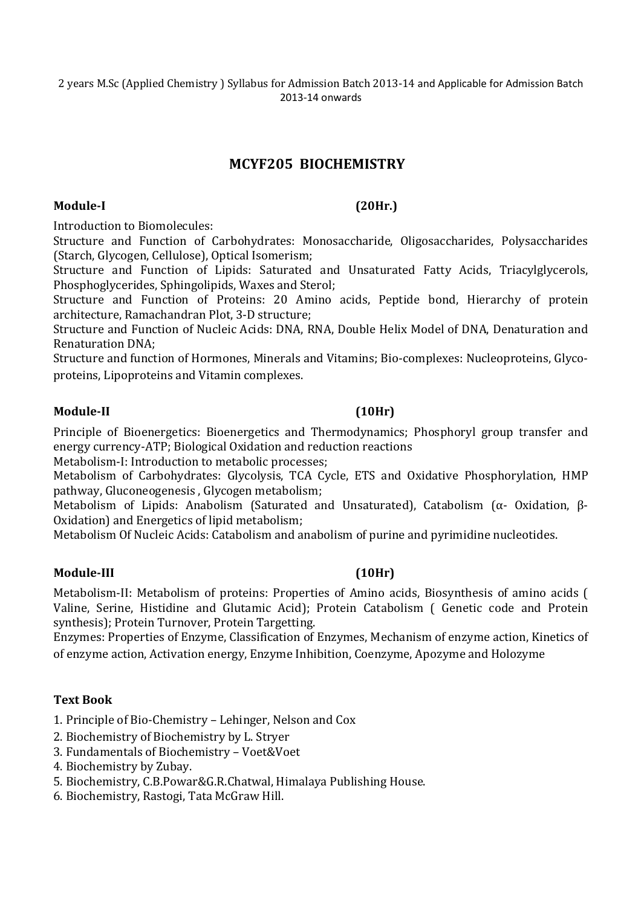2 years M.Sc (Applied Chemistry ) Syllabus for Admission Batch 2013-14 and Applicable for Admission Batch 2013-14 onwards

# MCYF205 BIOCHEMISTRY

**Module-I (20Hr.)**

Introduction to Biomolecules:
Structure and Function of Carbohydrates: Monosaccharide, Oligosaccharides, Polysaccharides (Starch, Glycogen, Cellulose), Optical Isomerism;
Structure and Function of Lipids: Saturated and Unsaturated Fatty Acids, Triacylglycerols, Phosphoglycerides, Sphingolipids, Waxes and Sterol;
Structure and Function of Proteins: 20 Amino acids, Peptide bond, Hierarchy of protein architecture, Ramachandran Plot, 3-D structure;
Structure and Function of Nucleic Acids: DNA, RNA, Double Helix Model of DNA, Denaturation and Renaturation DNA;
Structure and function of Hormones, Minerals and Vitamins; Bio-complexes: Nucleoproteins, Glyco-proteins, Lipoproteins and Vitamin complexes.

**Module-II (10Hr)**

Principle of Bioenergetics: Bioenergetics and Thermodynamics; Phosphoryl group transfer and energy currency-ATP; Biological Oxidation and reduction reactions
Metabolism-I: Introduction to metabolic processes;
Metabolism of Carbohydrates: Glycolysis, TCA Cycle, ETS and Oxidative Phosphorylation, HMP pathway, Gluconeogenesis , Glycogen metabolism;
Metabolism of Lipids: Anabolism (Saturated and Unsaturated), Catabolism (α- Oxidation, β-Oxidation) and Energetics of lipid metabolism;
Metabolism Of Nucleic Acids: Catabolism and anabolism of purine and pyrimidine nucleotides.

**Module-III (10Hr)**

Metabolism-II: Metabolism of proteins: Properties of Amino acids, Biosynthesis of amino acids ( Valine, Serine, Histidine and Glutamic Acid); Protein Catabolism ( Genetic code and Protein synthesis); Protein Turnover, Protein Targetting.
Enzymes: Properties of Enzyme, Classification of Enzymes, Mechanism of enzyme action, Kinetics of of enzyme action, Activation energy, Enzyme Inhibition, Coenzyme, Apozyme and Holozyme

**Text Book**

1. Principle of Bio-Chemistry – Lehinger, Nelson and Cox
2. Biochemistry of Biochemistry by L. Stryer
3. Fundamentals of Biochemistry – Voet&Voet
4. Biochemistry by Zubay.
5. Biochemistry, C.B.Powar&G.R.Chatwal, Himalaya Publishing House.
6. Biochemistry, Rastogi, Tata McGraw Hill.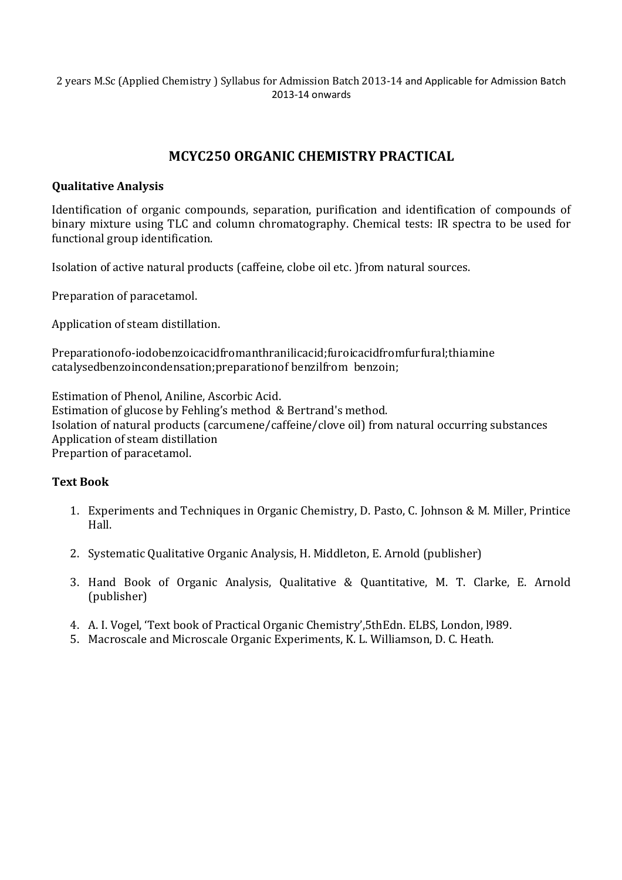2 years M.Sc (Applied Chemistry ) Syllabus for Admission Batch 2013-14 and Applicable for Admission Batch 2013-14 onwards

## MCYC250 ORGANIC CHEMISTRY PRACTICAL

**Qualitative Analysis**

Identification of organic compounds, separation, purification and identification of compounds of binary mixture using TLC and column chromatography. Chemical tests: IR spectra to be used for functional group identification.

Isolation of active natural products (caffeine, clobe oil etc. )from natural sources.

Preparation of paracetamol.

Application of steam distillation.

Preparationofo-iodobenzoicacidfromanthranilicacid;furoicacidfromfurfural;thiamine catalysedbenzoincondensation;preparationof benzilfrom benzoin;

Estimation of Phenol, Aniline, Ascorbic Acid.
Estimation of glucose by Fehling's method & Bertrand's method.
Isolation of natural products (carcumene/caffeine/clove oil) from natural occurring substances
Application of steam distillation
Prepartion of paracetamol.

**Text Book**

1. Experiments and Techniques in Organic Chemistry, D. Pasto, C. Johnson & M. Miller, Printice Hall.
2. Systematic Qualitative Organic Analysis, H. Middleton, E. Arnold (publisher)
3. Hand Book of Organic Analysis, Qualitative & Quantitative, M. T. Clarke, E. Arnold (publisher)
4. A. I. Vogel, 'Text book of Practical Organic Chemistry',5thEdn. ELBS, London, l989.
5. Macroscale and Microscale Organic Experiments, K. L. Williamson, D. C. Heath.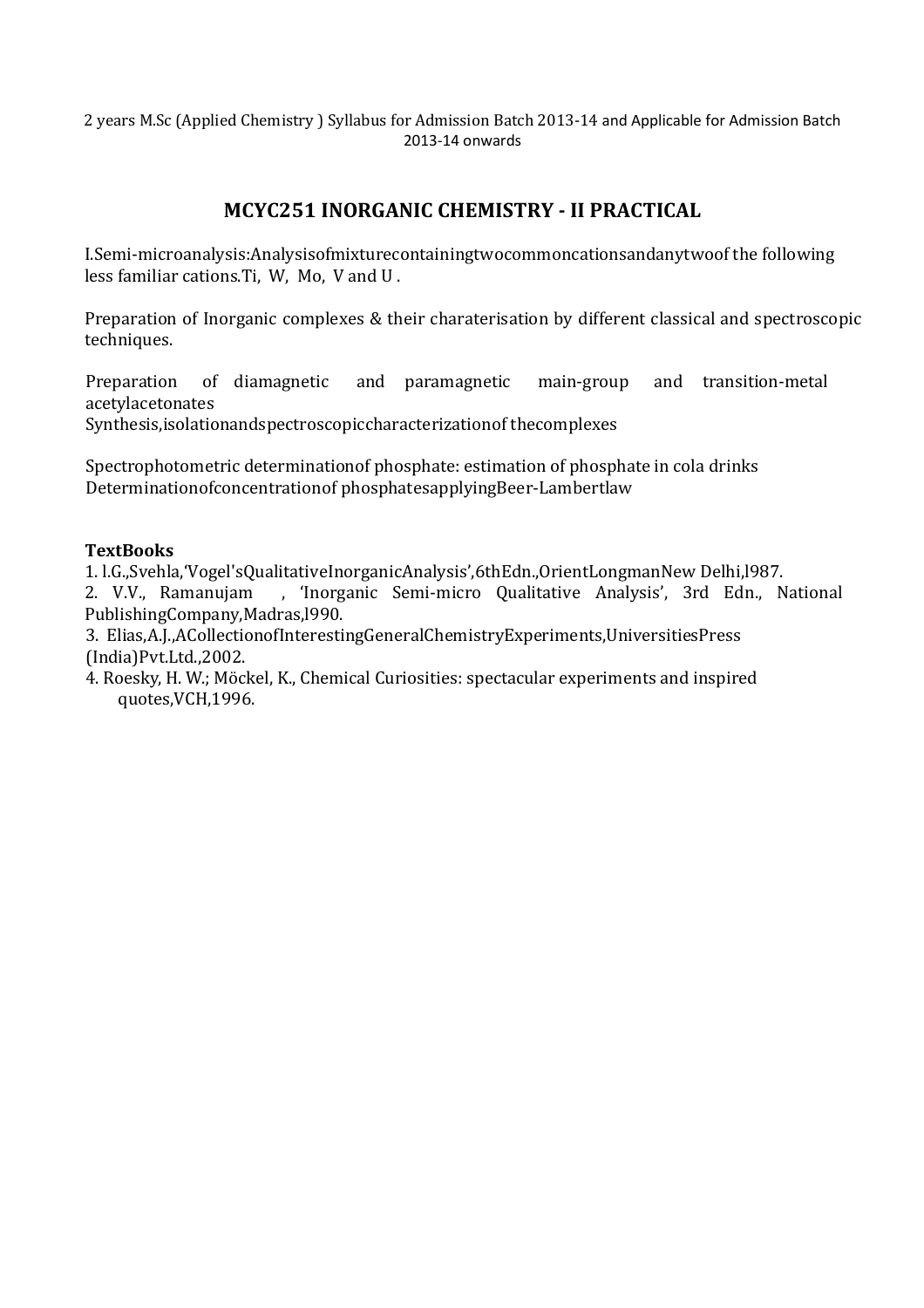## MCYC251 INORGANIC CHEMISTRY - II PRACTICAL

I.Semi-microanalysis:Analysisofmixturecontainingtwocommoncationsandanytwoof the following less familiar cations.Ti, W, Mo, V and U .

Preparation of Inorganic complexes & their charaterisation by different classical and spectroscopic techniques.

Preparation of diamagnetic and paramagnetic main-group and transition-metal acetylacetonates
Synthesis,isolationandspectroscopiccharacterizationof thecomplexes

Spectrophotometric determinationof phosphate: estimation of phosphate in cola drinks
Determinationofconcentrationof phosphatesapplyingBeer-Lambertlaw

**TextBooks**

1. l.G.,Svehla,'Vogel'sQualitativeInorganicAnalysis',6thEdn.,OrientLongmanNew Delhi,l987.
2. V.V., Ramanujam , 'Inorganic Semi-micro Qualitative Analysis', 3rd Edn., National PublishingCompany,Madras,l990.
3. Elias,A.J.,ACollectionofInterestingGeneralChemistryExperiments,UniversitiesPress (India)Pvt.Ltd.,2002.
4. Roesky, H. W.; Möckel, K., Chemical Curiosities: spectacular experiments and inspired quotes,VCH,1996.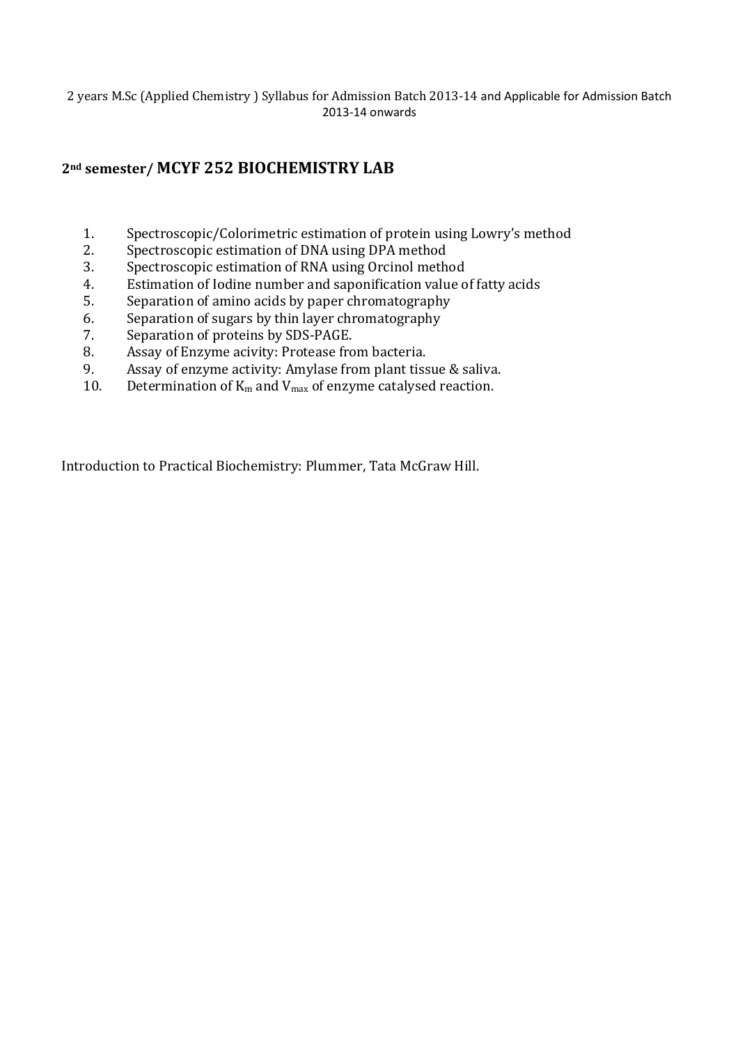2 years M.Sc (Applied Chemistry ) Syllabus for Admission Batch 2013-14 and Applicable for Admission Batch 2013-14 onwards

## 2nd semester/ MCYF 252 BIOCHEMISTRY LAB

1. Spectroscopic/Colorimetric estimation of protein using Lowry's method
2. Spectroscopic estimation of DNA using DPA method
3. Spectroscopic estimation of RNA using Orcinol method
4. Estimation of Iodine number and saponification value of fatty acids
5. Separation of amino acids by paper chromatography
6. Separation of sugars by thin layer chromatography
7. Separation of proteins by SDS-PAGE.
8. Assay of Enzyme acivity: Protease from bacteria.
9. Assay of enzyme activity: Amylase from plant tissue & saliva.
10. Determination of $K_m$ and $V_{max}$ of enzyme catalysed reaction.

Introduction to Practical Biochemistry: Plummer, Tata McGraw Hill.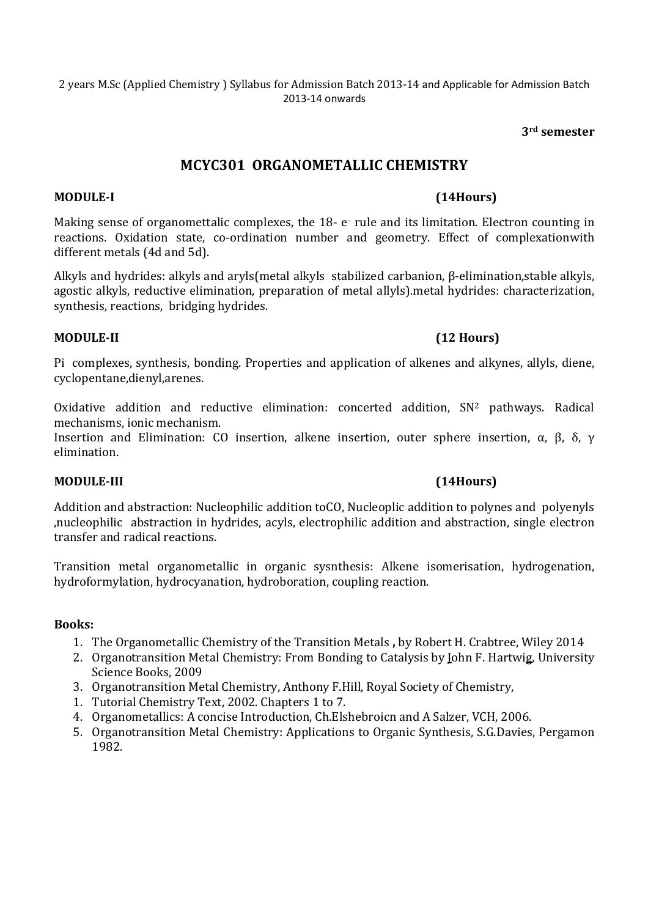2 years M.Sc (Applied Chemistry ) Syllabus for Admission Batch 2013-14 and Applicable for Admission Batch 2013-14 onwards

**3rd semester**

## MCYC301 ORGANOMETALLIC CHEMISTRY

**MODULE-I** **(14Hours)**

Making sense of organomettalic complexes, the 18- $e^-$ rule and its limitation. Electron counting in reactions. Oxidation state, co-ordination number and geometry. Effect of complexationwith different metals (4d and 5d).

Alkyls and hydrides: alkyls and aryls(metal alkyls stabilized carbanion, β-elimination,stable alkyls, agostic alkyls, reductive elimination, preparation of metal allyls).metal hydrides: characterization, synthesis, reactions, bridging hydrides.

**MODULE-II** **(12 Hours)**

Pi complexes, synthesis, bonding. Properties and application of alkenes and alkynes, allyls, diene, cyclopentane,dienyl,arenes.

Oxidative addition and reductive elimination: concerted addition, $SN^2$ pathways. Radical mechanisms, ionic mechanism.
Insertion and Elimination: CO insertion, alkene insertion, outer sphere insertion, α, β, δ, γ elimination.

**MODULE-III** **(14Hours)**

Addition and abstraction: Nucleophilic addition toCO, Nucleoplic addition to polynes and polyenyls ,nucleophilic abstraction in hydrides, acyls, electrophilic addition and abstraction, single electron transfer and radical reactions.

Transition metal organometallic in organic sysnthesis: Alkene isomerisation, hydrogenation, hydroformylation, hydrocyanation, hydroboration, coupling reaction.

**Books:**

1. The Organometallic Chemistry of the Transition Metals **,** by Robert H. Crabtree, Wiley 2014
2. Organotransition Metal Chemistry: From Bonding to Catalysis by John F. Hartwig, University Science Books, 2009
3. Organotransition Metal Chemistry, Anthony F.Hill, Royal Society of Chemistry,
1. Tutorial Chemistry Text, 2002. Chapters 1 to 7.
4. Organometallics: A concise Introduction, Ch.Elshebroicn and A Salzer, VCH, 2006.
5. Organotransition Metal Chemistry: Applications to Organic Synthesis, S.G.Davies, Pergamon 1982.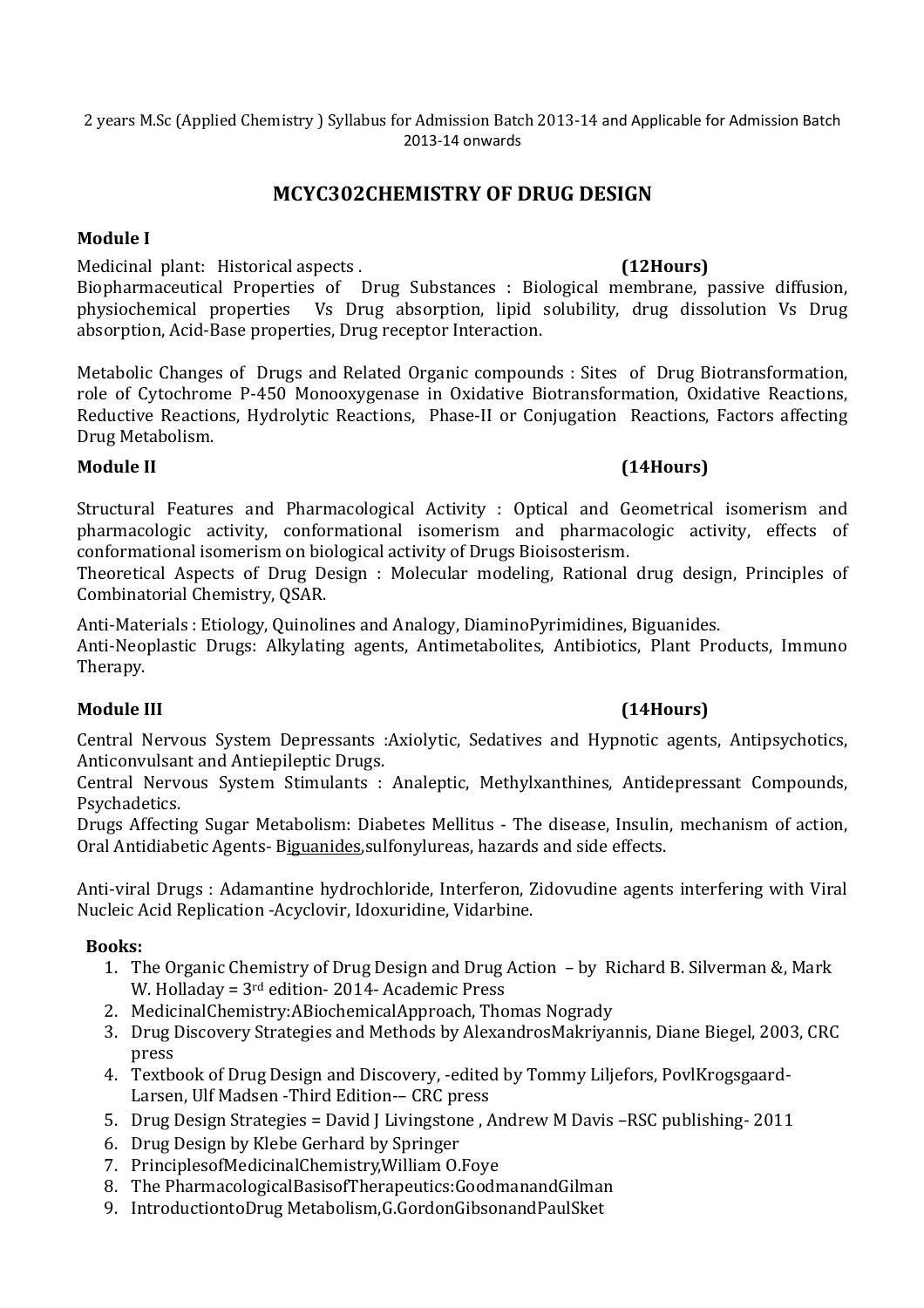2 years M.Sc (Applied Chemistry ) Syllabus for Admission Batch 2013-14 and Applicable for Admission Batch 2013-14 onwards

## MCYC302CHEMISTRY OF DRUG DESIGN

### Module I

Medicinal plant: Historical aspects . **(12Hours)**

Biopharmaceutical Properties of Drug Substances : Biological membrane, passive diffusion, physiochemical properties Vs Drug absorption, lipid solubility, drug dissolution Vs Drug absorption, Acid-Base properties, Drug receptor Interaction.

Metabolic Changes of Drugs and Related Organic compounds : Sites of Drug Biotransformation, role of Cytochrome P-450 Monooxygenase in Oxidative Biotransformation, Oxidative Reactions, Reductive Reactions, Hydrolytic Reactions, Phase-II or Conjugation Reactions, Factors affecting Drug Metabolism.

### Module II **(14Hours)**

Structural Features and Pharmacological Activity : Optical and Geometrical isomerism and pharmacologic activity, conformational isomerism and pharmacologic activity, effects of conformational isomerism on biological activity of Drugs Bioisosterism.

Theoretical Aspects of Drug Design : Molecular modeling, Rational drug design, Principles of Combinatorial Chemistry, QSAR.

Anti-Materials : Etiology, Quinolines and Analogy, DiaminoPyrimidines, Biguanides.

Anti-Neoplastic Drugs: Alkylating agents, Antimetabolites, Antibiotics, Plant Products, Immuno Therapy.

### Module III **(14Hours)**

Central Nervous System Depressants :Axiolytic, Sedatives and Hypnotic agents, Antipsychotics, Anticonvulsant and Antiepileptic Drugs.

Central Nervous System Stimulants : Analeptic, Methylxanthines, Antidepressant Compounds, Psychadetics.

Drugs Affecting Sugar Metabolism: Diabetes Mellitus - The disease, Insulin, mechanism of action, Oral Antidiabetic Agents- Biguanides,sulfonylureas, hazards and side effects.

Anti-viral Drugs : Adamantine hydrochloride, Interferon, Zidovudine agents interfering with Viral Nucleic Acid Replication -Acyclovir, Idoxuridine, Vidarbine.

**Books:**

1. The Organic Chemistry of Drug Design and Drug Action – by Richard B. Silverman &, Mark W. Holladay = 3rd edition- 2014- Academic Press
2. MedicinalChemistry:ABiochemicalApproach, Thomas Nogrady
3. Drug Discovery Strategies and Methods by AlexandrosMakriyannis, Diane Biegel, 2003, CRC press
4. Textbook of Drug Design and Discovery, -edited by Tommy Liljefors, PovlKrogsgaard-Larsen, Ulf Madsen -Third Edition-– CRC press
5. Drug Design Strategies = David J Livingstone , Andrew M Davis –RSC publishing- 2011
6. Drug Design by Klebe Gerhard by Springer
7. PrinciplesofMedicinalChemistry,William O.Foye
8. The PharmacologicalBasisofTherapeutics:GoodmanandGilman
9. IntroductiontoDrug Metabolism,G.GordonGibsonandPaulSket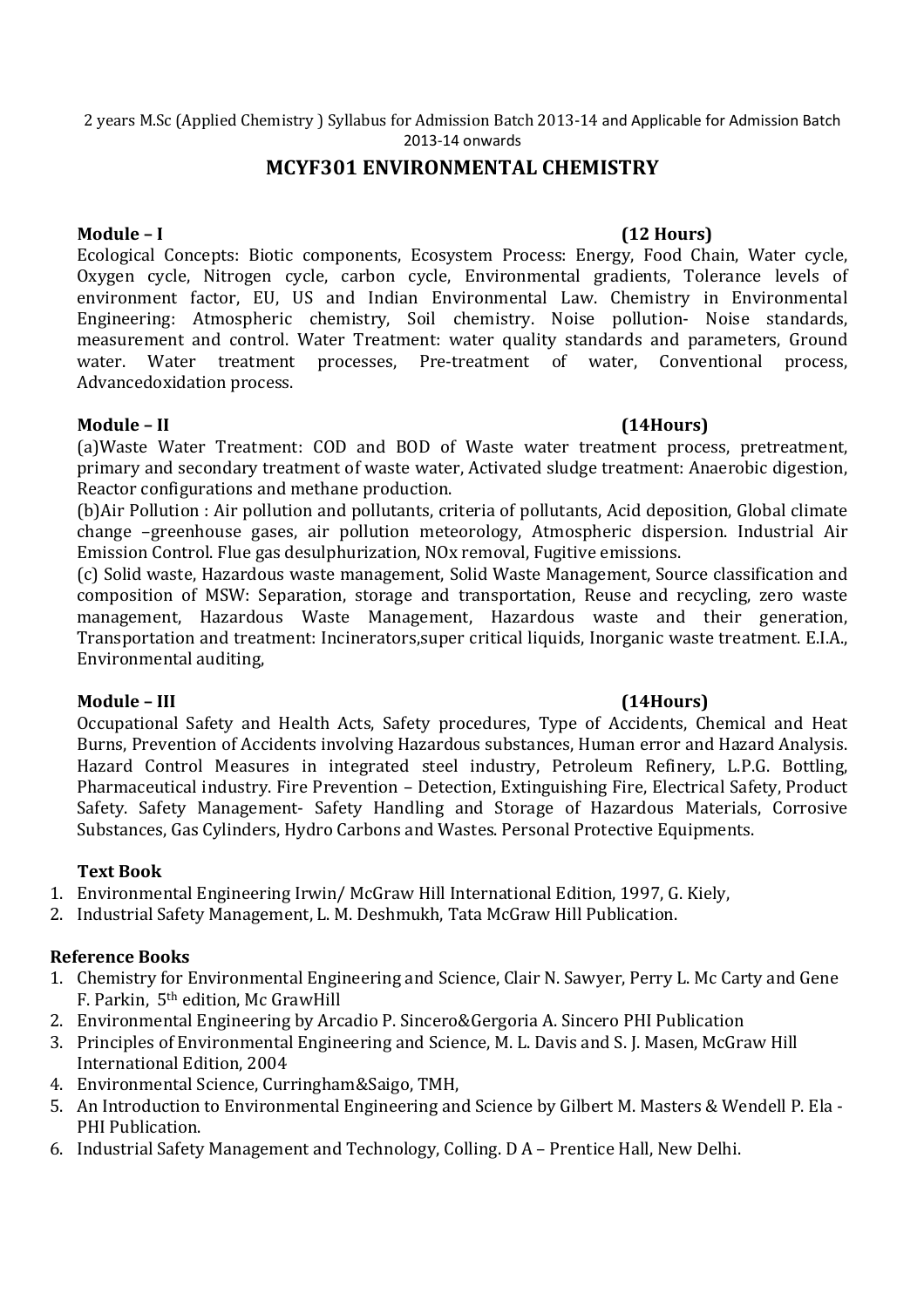2 years M.Sc (Applied Chemistry ) Syllabus for Admission Batch 2013-14 and Applicable for Admission Batch 2013-14 onwards

## MCYF301 ENVIRONMENTAL CHEMISTRY

**Module – I** **(12 Hours)**

Ecological Concepts: Biotic components, Ecosystem Process: Energy, Food Chain, Water cycle, Oxygen cycle, Nitrogen cycle, carbon cycle, Environmental gradients, Tolerance levels of environment factor, EU, US and Indian Environmental Law. Chemistry in Environmental Engineering: Atmospheric chemistry, Soil chemistry. Noise pollution- Noise standards, measurement and control. Water Treatment: water quality standards and parameters, Ground water. Water treatment processes, Pre-treatment of water, Conventional process, Advancedoxidation process.

**Module – II** **(14Hours)**

(a)Waste Water Treatment: COD and BOD of Waste water treatment process, pretreatment, primary and secondary treatment of waste water, Activated sludge treatment: Anaerobic digestion, Reactor configurations and methane production.

(b)Air Pollution : Air pollution and pollutants, criteria of pollutants, Acid deposition, Global climate change –greenhouse gases, air pollution meteorology, Atmospheric dispersion. Industrial Air Emission Control. Flue gas desulphurization, NOx removal, Fugitive emissions.

(c) Solid waste, Hazardous waste management, Solid Waste Management, Source classification and composition of MSW: Separation, storage and transportation, Reuse and recycling, zero waste management, Hazardous Waste Management, Hazardous waste and their generation, Transportation and treatment: Incinerators,super critical liquids, Inorganic waste treatment. E.I.A., Environmental auditing,

**Module – III** **(14Hours)**

Occupational Safety and Health Acts, Safety procedures, Type of Accidents, Chemical and Heat Burns, Prevention of Accidents involving Hazardous substances, Human error and Hazard Analysis. Hazard Control Measures in integrated steel industry, Petroleum Refinery, L.P.G. Bottling, Pharmaceutical industry. Fire Prevention – Detection, Extinguishing Fire, Electrical Safety, Product Safety. Safety Management- Safety Handling and Storage of Hazardous Materials, Corrosive Substances, Gas Cylinders, Hydro Carbons and Wastes. Personal Protective Equipments.

**Text Book**

1. Environmental Engineering Irwin/ McGraw Hill International Edition, 1997, G. Kiely,
2. Industrial Safety Management, L. M. Deshmukh, Tata McGraw Hill Publication.

**Reference Books**

1. Chemistry for Environmental Engineering and Science, Clair N. Sawyer, Perry L. Mc Carty and Gene F. Parkin, 5th edition, Mc GrawHill
2. Environmental Engineering by Arcadio P. Sincero&Gergoria A. Sincero PHI Publication
3. Principles of Environmental Engineering and Science, M. L. Davis and S. J. Masen, McGraw Hill International Edition, 2004
4. Environmental Science, Curringham&Saigo, TMH,
5. An Introduction to Environmental Engineering and Science by Gilbert M. Masters & Wendell P. Ela - PHI Publication.
6. Industrial Safety Management and Technology, Colling. D A – Prentice Hall, New Delhi.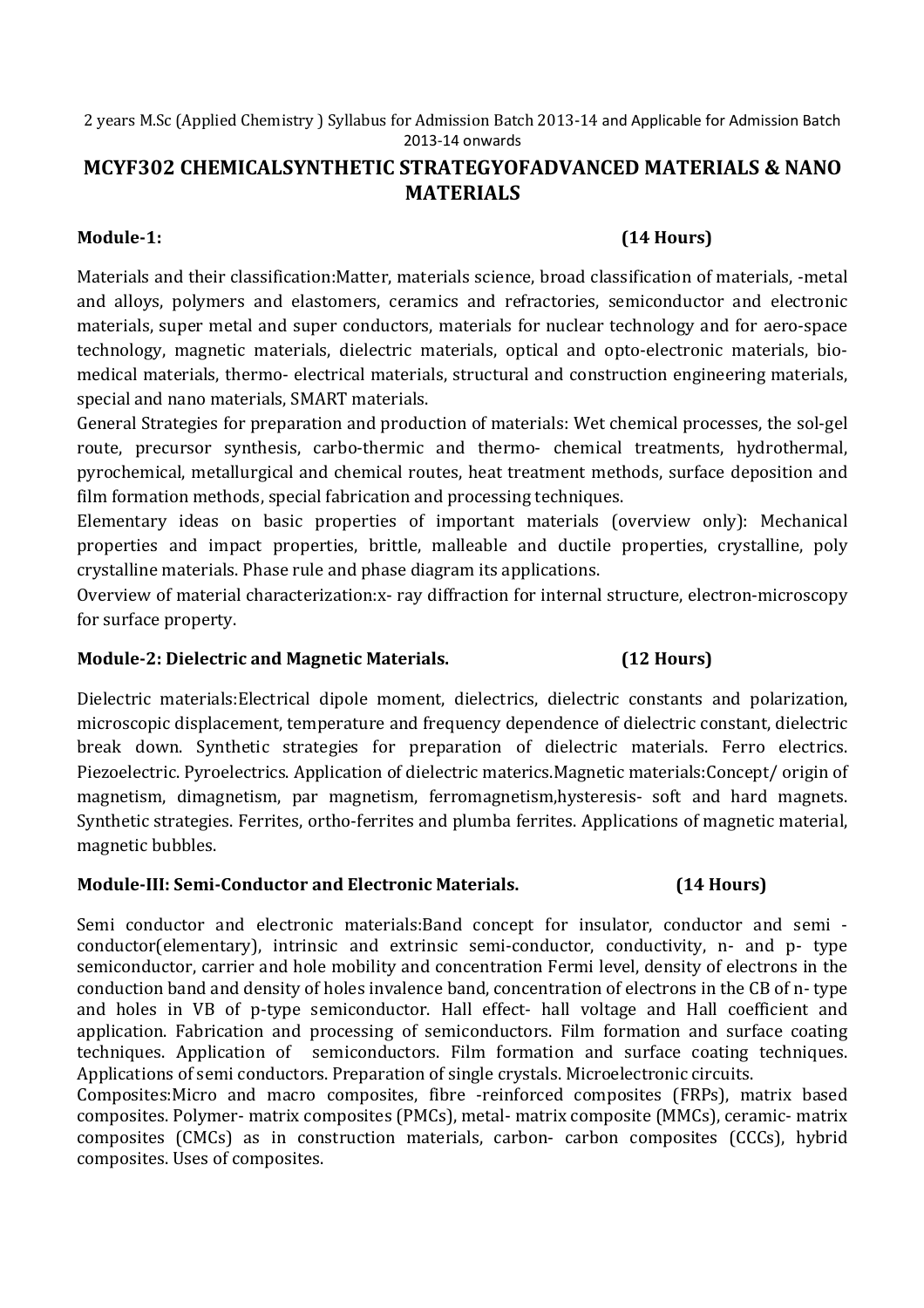2 years M.Sc (Applied Chemistry ) Syllabus for Admission Batch 2013-14 and Applicable for Admission Batch 2013-14 onwards

## MCYF302 CHEMICALSYNTHETIC STRATEGYOFADVANCED MATERIALS & NANO MATERIALS

**Module-1: (14 Hours)**

Materials and their classification:Matter, materials science, broad classification of materials, -metal and alloys, polymers and elastomers, ceramics and refractories, semiconductor and electronic materials, super metal and super conductors, materials for nuclear technology and for aero-space technology, magnetic materials, dielectric materials, optical and opto-electronic materials, bio-medical materials, thermo- electrical materials, structural and construction engineering materials, special and nano materials, SMART materials.

General Strategies for preparation and production of materials: Wet chemical processes, the sol-gel route, precursor synthesis, carbo-thermic and thermo- chemical treatments, hydrothermal, pyrochemical, metallurgical and chemical routes, heat treatment methods, surface deposition and film formation methods, special fabrication and processing techniques.

Elementary ideas on basic properties of important materials (overview only): Mechanical properties and impact properties, brittle, malleable and ductile properties, crystalline, poly crystalline materials. Phase rule and phase diagram its applications.

Overview of material characterization:x- ray diffraction for internal structure, electron-microscopy for surface property.

**Module-2: Dielectric and Magnetic Materials. (12 Hours)**

Dielectric materials:Electrical dipole moment, dielectrics, dielectric constants and polarization, microscopic displacement, temperature and frequency dependence of dielectric constant, dielectric break down. Synthetic strategies for preparation of dielectric materials. Ferro electrics. Piezoelectric. Pyroelectrics. Application of dielectric materics.Magnetic materials:Concept/ origin of magnetism, dimagnetism, par magnetism, ferromagnetism,hysteresis- soft and hard magnets. Synthetic strategies. Ferrites, ortho-ferrites and plumba ferrites. Applications of magnetic material, magnetic bubbles.

**Module-III: Semi-Conductor and Electronic Materials. (14 Hours)**

Semi conductor and electronic materials:Band concept for insulator, conductor and semi - conductor(elementary), intrinsic and extrinsic semi-conductor, conductivity, n- and p- type semiconductor, carrier and hole mobility and concentration Fermi level, density of electrons in the conduction band and density of holes invalence band, concentration of electrons in the CB of n- type and holes in VB of p-type semiconductor. Hall effect- hall voltage and Hall coefficient and application. Fabrication and processing of semiconductors. Film formation and surface coating techniques. Application of semiconductors. Film formation and surface coating techniques. Applications of semi conductors. Preparation of single crystals. Microelectronic circuits.

Composites:Micro and macro composites, fibre -reinforced composites (FRPs), matrix based composites. Polymer- matrix composites (PMCs), metal- matrix composite (MMCs), ceramic- matrix composites (CMCs) as in construction materials, carbon- carbon composites (CCCs), hybrid composites. Uses of composites.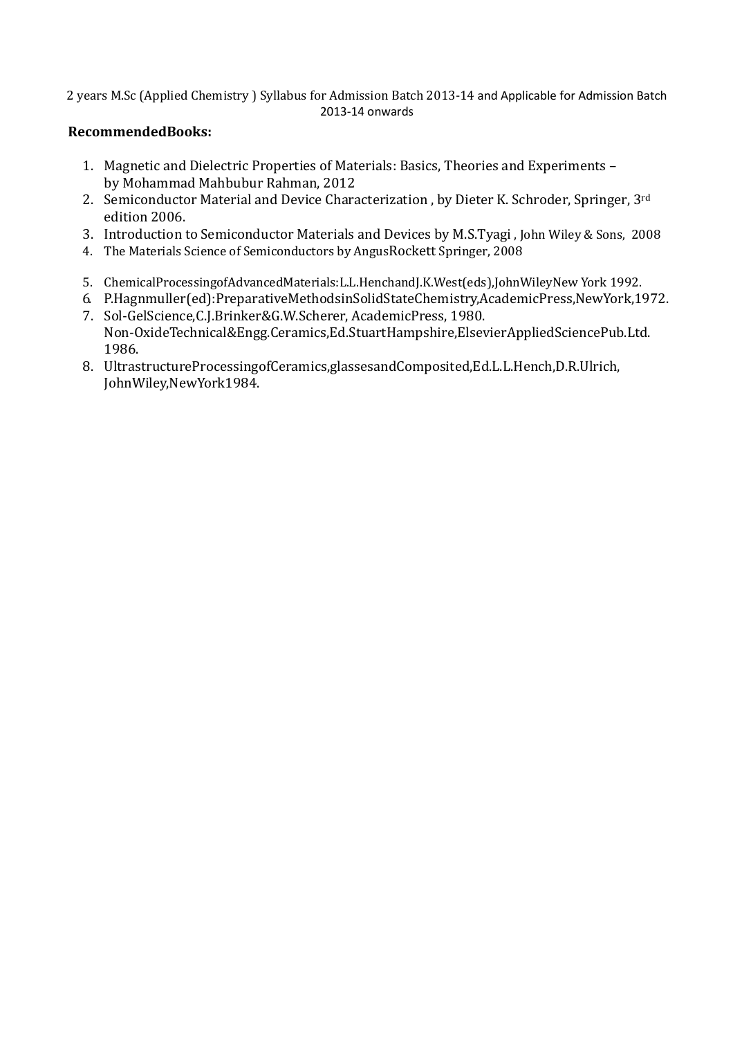2 years M.Sc (Applied Chemistry ) Syllabus for Admission Batch 2013-14 and Applicable for Admission Batch 2013-14 onwards

**RecommendedBooks:**

1. Magnetic and Dielectric Properties of Materials: Basics, Theories and Experiments – by Mohammad Mahbubur Rahman, 2012
2. Semiconductor Material and Device Characterization , by Dieter K. Schroder, Springer, 3rd edition 2006.
3. Introduction to Semiconductor Materials and Devices by M.S.Tyagi , John Wiley & Sons, 2008
4. The Materials Science of Semiconductors by AngusRockett Springer, 2008
5. ChemicalProcessingofAdvancedMaterials:L.L.HenchandJ.K.West(eds),JohnWileyNew York 1992.
6. P.Hagnmuller(ed):PreparativeMethodsinSolidStateChemistry,AcademicPress,NewYork,1972.
7. Sol-GelScience,C.J.Brinker&G.W.Scherer, AcademicPress, 1980.
   Non-OxideTechnical&Engg.Ceramics,Ed.StuartHampshire,ElsevierAppliedSciencePub.Ltd. 1986.
8. UltrastructureProcessingofCeramics,glassesandComposited,Ed.L.L.Hench,D.R.Ulrich, JohnWiley,NewYork1984.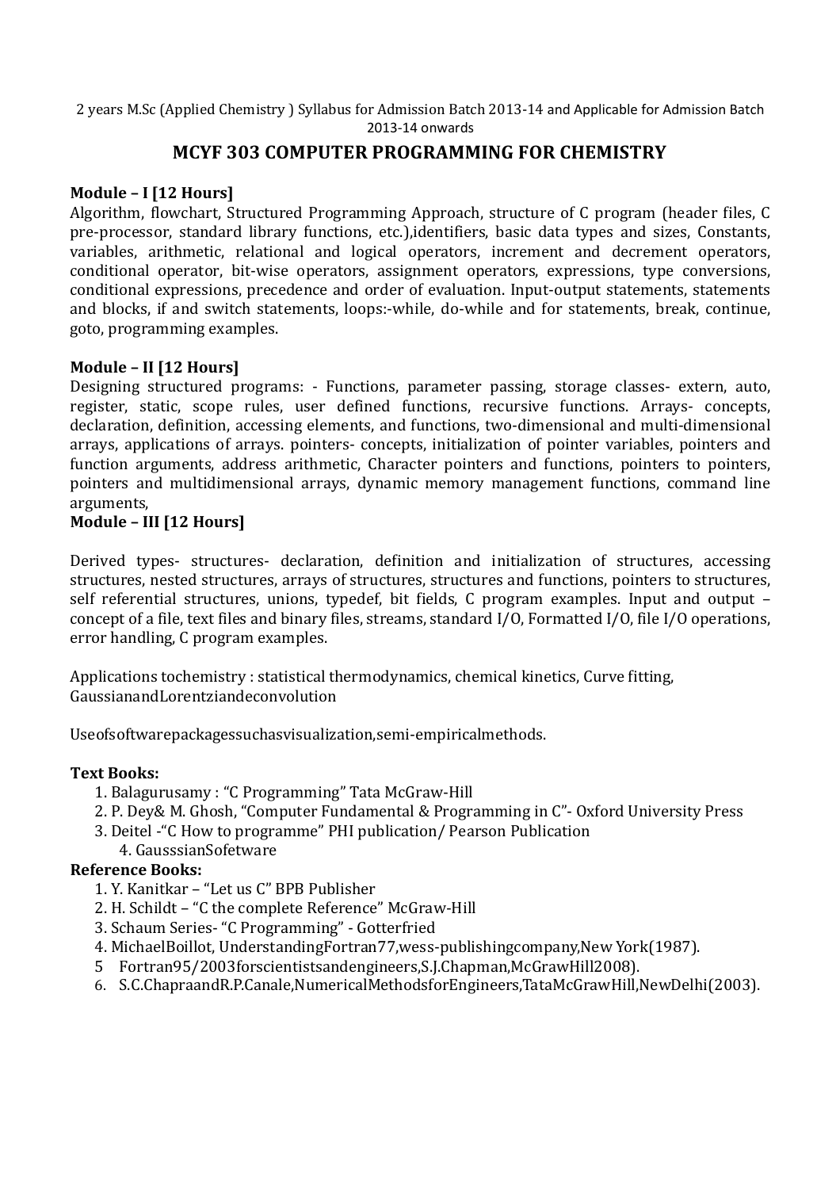2 years M.Sc (Applied Chemistry ) Syllabus for Admission Batch 2013-14 and Applicable for Admission Batch 2013-14 onwards

# MCYF 303 COMPUTER PROGRAMMING FOR CHEMISTRY

**Module – I [12 Hours]**

Algorithm, flowchart, Structured Programming Approach, structure of C program (header files, C pre-processor, standard library functions, etc.),identifiers, basic data types and sizes, Constants, variables, arithmetic, relational and logical operators, increment and decrement operators, conditional operator, bit-wise operators, assignment operators, expressions, type conversions, conditional expressions, precedence and order of evaluation. Input-output statements, statements and blocks, if and switch statements, loops:-while, do-while and for statements, break, continue, goto, programming examples.

**Module – II [12 Hours]**

Designing structured programs: - Functions, parameter passing, storage classes- extern, auto, register, static, scope rules, user defined functions, recursive functions. Arrays- concepts, declaration, definition, accessing elements, and functions, two-dimensional and multi-dimensional arrays, applications of arrays. pointers- concepts, initialization of pointer variables, pointers and function arguments, address arithmetic, Character pointers and functions, pointers to pointers, pointers and multidimensional arrays, dynamic memory management functions, command line arguments,

**Module – III [12 Hours]**

Derived types- structures- declaration, definition and initialization of structures, accessing structures, nested structures, arrays of structures, structures and functions, pointers to structures, self referential structures, unions, typedef, bit fields, C program examples. Input and output – concept of a file, text files and binary files, streams, standard I/O, Formatted I/O, file I/O operations, error handling, C program examples.

Applications tochemistry : statistical thermodynamics, chemical kinetics, Curve fitting, GaussianandLorentziandeconvolution

Useofsoftwarepackagessuchasvisualization,semi-empiricalmethods.

**Text Books:**

1. Balagurusamy : "C Programming" Tata McGraw-Hill
2. P. Dey& M. Ghosh, "Computer Fundamental & Programming in C"- Oxford University Press
3. Deitel -"C How to programme" PHI publication/ Pearson Publication
4. GausssianSofetware

**Reference Books:**

1. Y. Kanitkar – "Let us C" BPB Publisher
2. H. Schildt – "C the complete Reference" McGraw-Hill
3. Schaum Series- "C Programming" - Gotterfried
4. MichaelBoillot, UnderstandingFortran77,wess-publishingcompany,New York(1987).
5. Fortran95/2003forscientistsandengineers,S.J.Chapman,McGrawHill2008).
6. S.C.ChapraandR.P.Canale,NumericalMethodsforEngineers,TataMcGrawHill,NewDelhi(2003).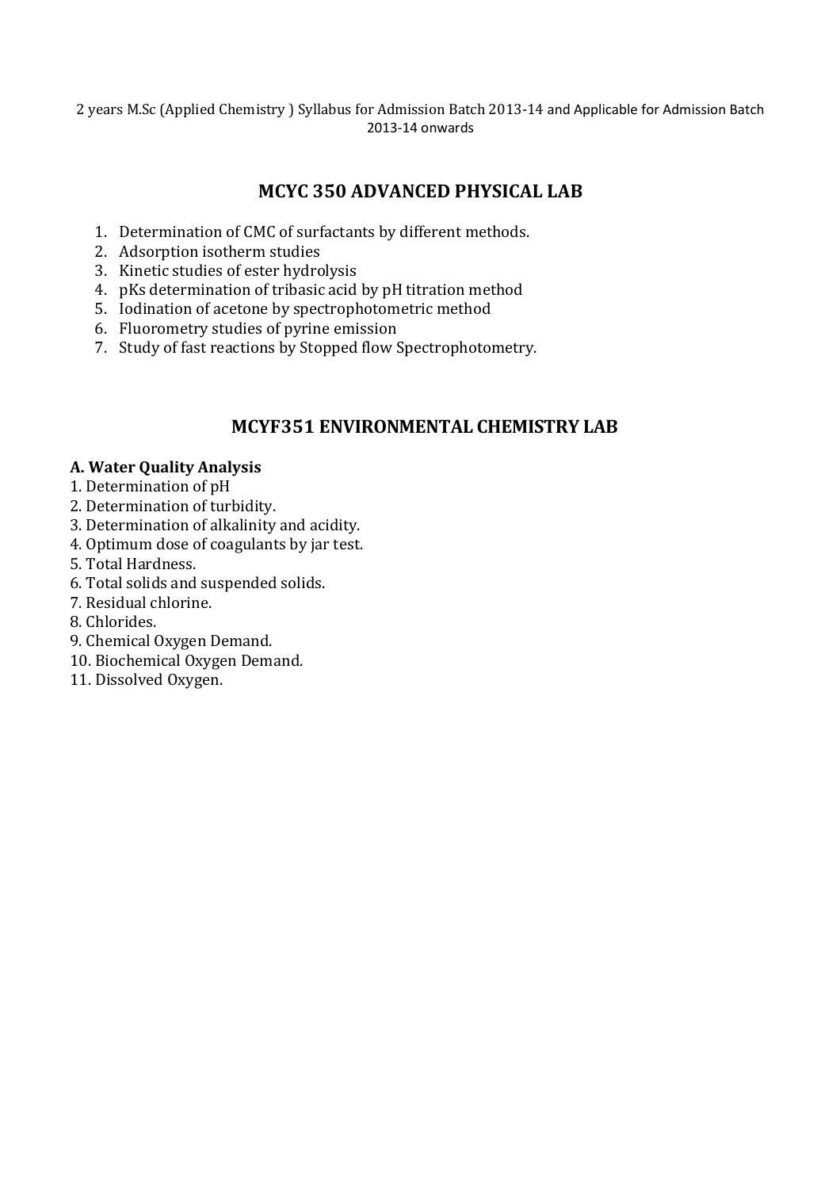## MCYC 350 ADVANCED PHYSICAL LAB

1. Determination of CMC of surfactants by different methods.
2. Adsorption isotherm studies
3. Kinetic studies of ester hydrolysis
4. pKs determination of tribasic acid by pH titration method
5. Iodination of acetone by spectrophotometric method
6. Fluorometry studies of pyrine emission
7. Study of fast reactions by Stopped flow Spectrophotometry.

## MCYF351 ENVIRONMENTAL CHEMISTRY LAB

**A. Water Quality Analysis**

1. Determination of pH
2. Determination of turbidity.
3. Determination of alkalinity and acidity.
4. Optimum dose of coagulants by jar test.
5. Total Hardness.
6. Total solids and suspended solids.
7. Residual chlorine.
8. Chlorides.
9. Chemical Oxygen Demand.
10. Biochemical Oxygen Demand.
11. Dissolved Oxygen.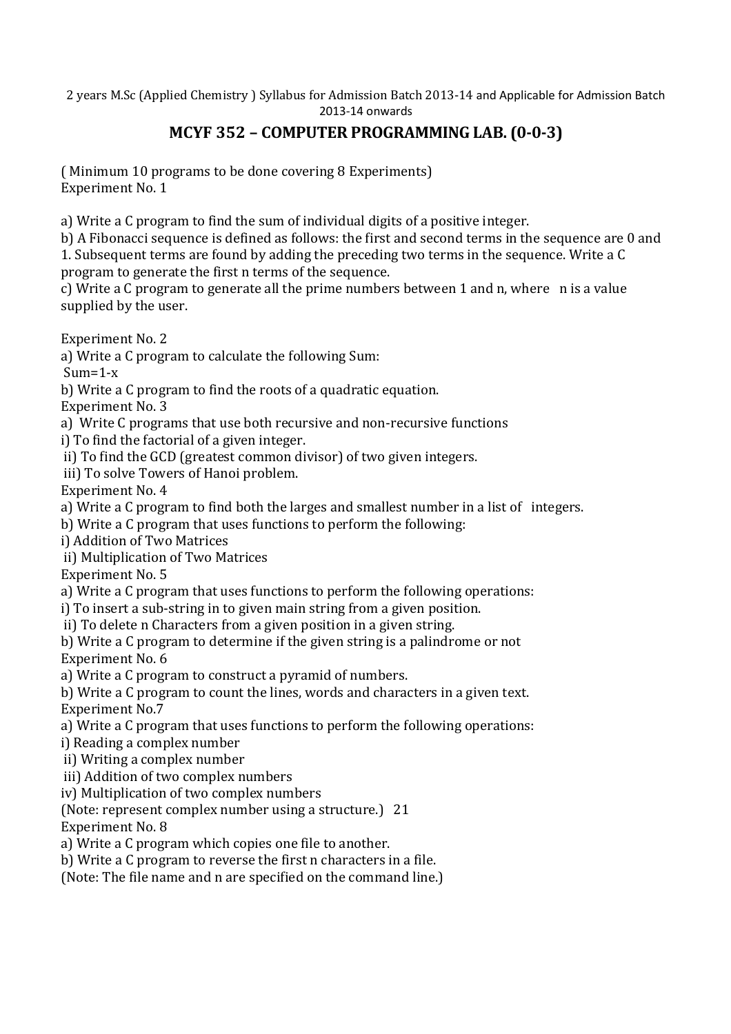2 years M.Sc (Applied Chemistry ) Syllabus for Admission Batch 2013-14 and Applicable for Admission Batch 2013-14 onwards

## MCYF 352 – COMPUTER PROGRAMMING LAB. (0-0-3)

( Minimum 10 programs to be done covering 8 Experiments)

Experiment No. 1

a) Write a C program to find the sum of individual digits of a positive integer.

b) A Fibonacci sequence is defined as follows: the first and second terms in the sequence are 0 and 1. Subsequent terms are found by adding the preceding two terms in the sequence. Write a C program to generate the first n terms of the sequence.

c) Write a C program to generate all the prime numbers between 1 and n, where n is a value supplied by the user.

Experiment No. 2

a) Write a C program to calculate the following Sum:

Sum=1-x

b) Write a C program to find the roots of a quadratic equation.

Experiment No. 3

a) Write C programs that use both recursive and non-recursive functions

i) To find the factorial of a given integer.

ii) To find the GCD (greatest common divisor) of two given integers.

iii) To solve Towers of Hanoi problem.

Experiment No. 4

a) Write a C program to find both the larges and smallest number in a list of integers.

b) Write a C program that uses functions to perform the following:

i) Addition of Two Matrices

ii) Multiplication of Two Matrices

Experiment No. 5

a) Write a C program that uses functions to perform the following operations:

i) To insert a sub-string in to given main string from a given position.

ii) To delete n Characters from a given position in a given string.

b) Write a C program to determine if the given string is a palindrome or not

Experiment No. 6

a) Write a C program to construct a pyramid of numbers.

b) Write a C program to count the lines, words and characters in a given text.

Experiment No.7

a) Write a C program that uses functions to perform the following operations:

i) Reading a complex number

ii) Writing a complex number

iii) Addition of two complex numbers

iv) Multiplication of two complex numbers

(Note: represent complex number using a structure.) 21

Experiment No. 8

a) Write a C program which copies one file to another.

b) Write a C program to reverse the first n characters in a file.

(Note: The file name and n are specified on the command line.)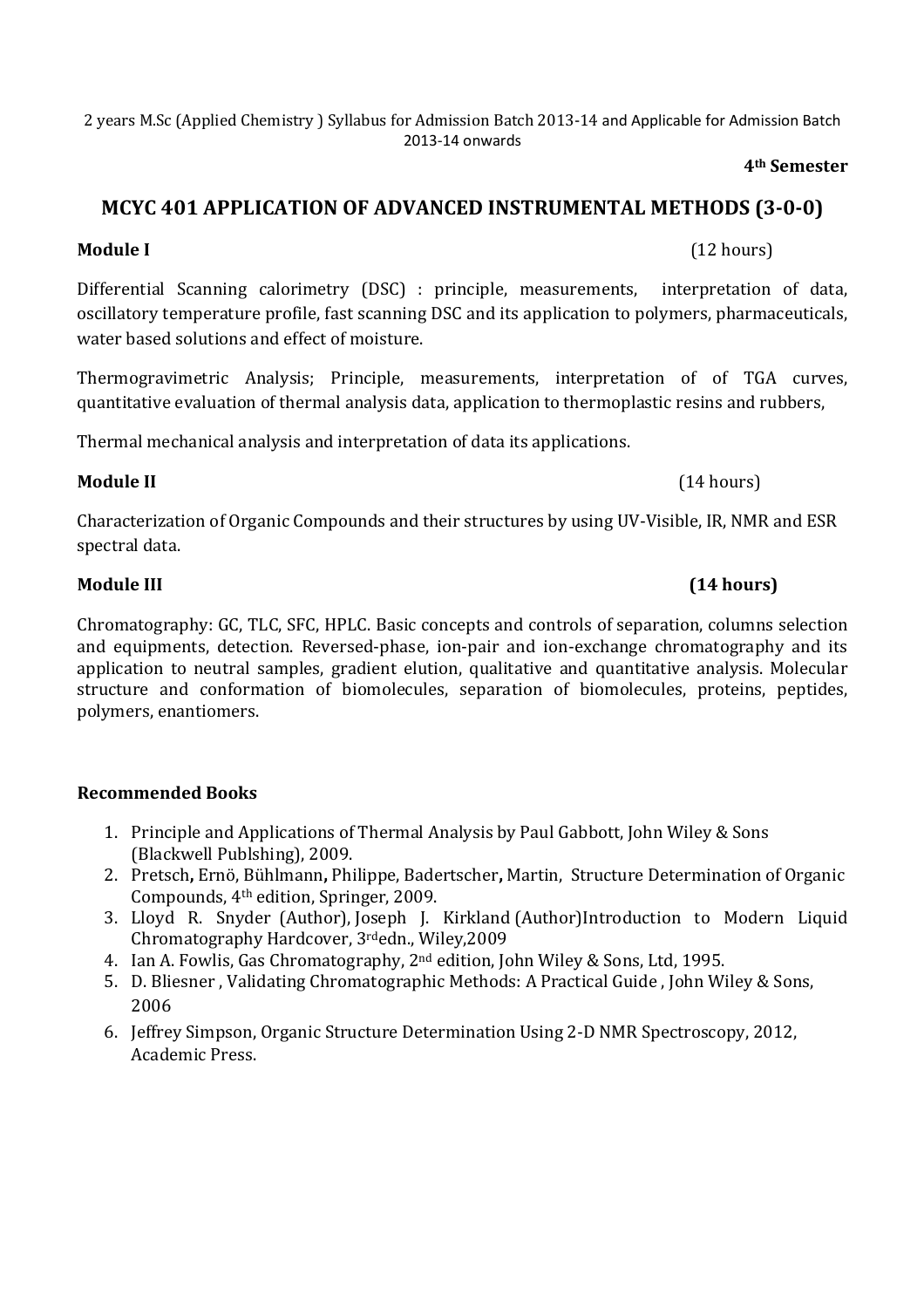2 years M.Sc (Applied Chemistry ) Syllabus for Admission Batch 2013-14 and Applicable for Admission Batch 2013-14 onwards

**4th Semester**

## MCYC 401 APPLICATION OF ADVANCED INSTRUMENTAL METHODS (3-0-0)

**Module I** (12 hours)

Differential Scanning calorimetry (DSC) : principle, measurements, interpretation of data, oscillatory temperature profile, fast scanning DSC and its application to polymers, pharmaceuticals, water based solutions and effect of moisture.

Thermogravimetric Analysis; Principle, measurements, interpretation of of TGA curves, quantitative evaluation of thermal analysis data, application to thermoplastic resins and rubbers,

Thermal mechanical analysis and interpretation of data its applications.

**Module II** (14 hours)

Characterization of Organic Compounds and their structures by using UV-Visible, IR, NMR and ESR spectral data.

**Module III** **(14 hours)**

Chromatography: GC, TLC, SFC, HPLC. Basic concepts and controls of separation, columns selection and equipments, detection. Reversed-phase, ion-pair and ion-exchange chromatography and its application to neutral samples, gradient elution, qualitative and quantitative analysis. Molecular structure and conformation of biomolecules, separation of biomolecules, proteins, peptides, polymers, enantiomers.

**Recommended Books**

1. Principle and Applications of Thermal Analysis by Paul Gabbott, John Wiley & Sons (Blackwell Publshing), 2009.
2. Pretsch**,** Ernö, Bühlmann**,** Philippe, Badertscher**,** Martin, Structure Determination of Organic Compounds, 4th edition, Springer, 2009.
3. Lloyd R. Snyder (Author), Joseph J. Kirkland (Author)Introduction to Modern Liquid Chromatography Hardcover, 3rdedn., Wiley,2009
4. Ian A. Fowlis, Gas Chromatography, 2nd edition, John Wiley & Sons, Ltd, 1995.
5. D. Bliesner , Validating Chromatographic Methods: A Practical Guide , John Wiley & Sons, 2006
6. Jeffrey Simpson, Organic Structure Determination Using 2-D NMR Spectroscopy, 2012, Academic Press.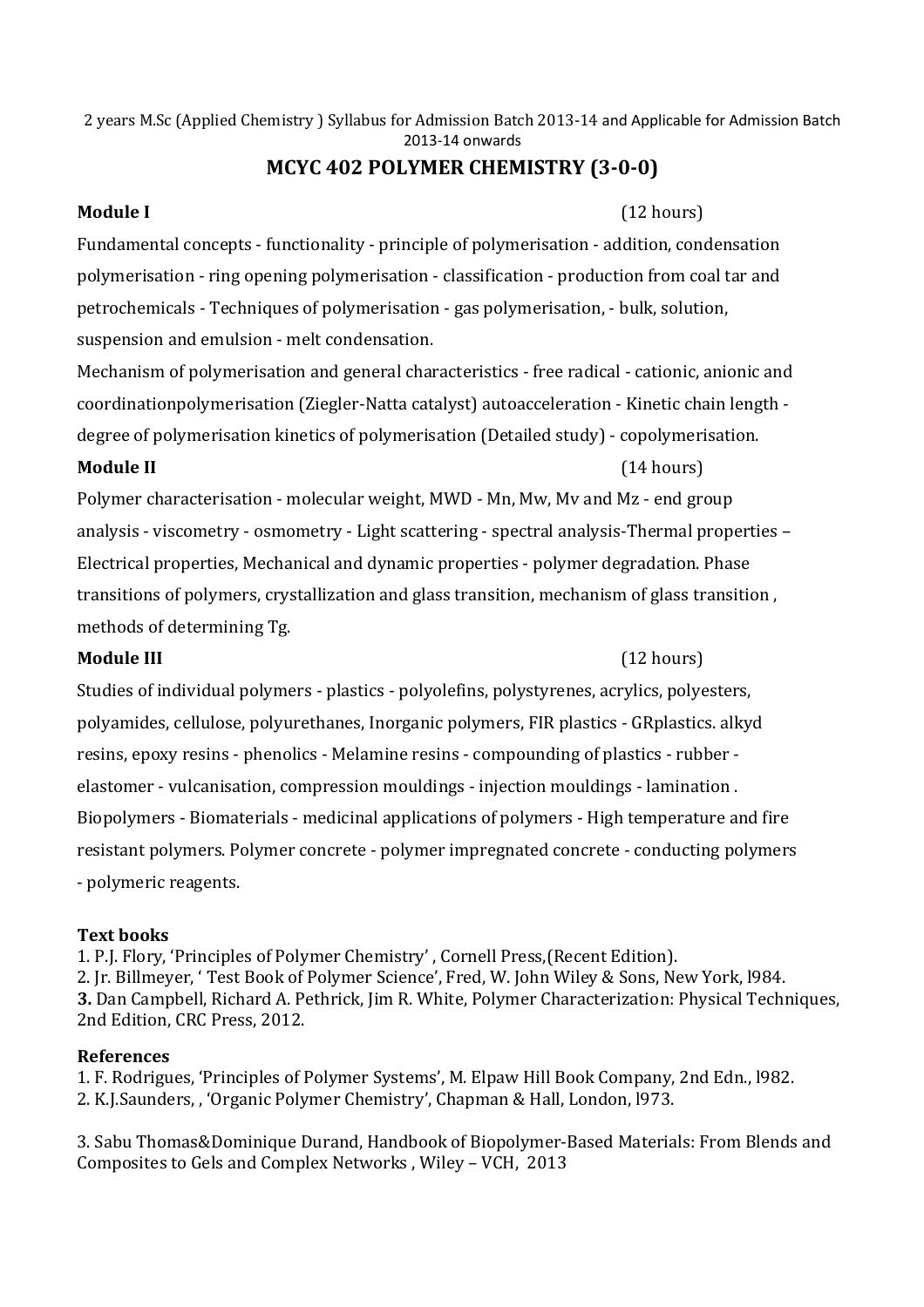2 years M.Sc (Applied Chemistry ) Syllabus for Admission Batch 2013-14 and Applicable for Admission Batch 2013-14 onwards

## MCYC 402 POLYMER CHEMISTRY (3-0-0)

**Module I** (12 hours)

Fundamental concepts - functionality - principle of polymerisation - addition, condensation polymerisation - ring opening polymerisation - classification - production from coal tar and petrochemicals - Techniques of polymerisation - gas polymerisation, - bulk, solution, suspension and emulsion - melt condensation.

Mechanism of polymerisation and general characteristics - free radical - cationic, anionic and coordinationpolymerisation (Ziegler-Natta catalyst) autoacceleration - Kinetic chain length - degree of polymerisation kinetics of polymerisation (Detailed study) - copolymerisation.

**Module II** (14 hours)

Polymer characterisation - molecular weight, MWD - Mn, Mw, Mv and Mz - end group analysis - viscometry - osmometry - Light scattering - spectral analysis-Thermal properties – Electrical properties, Mechanical and dynamic properties - polymer degradation. Phase transitions of polymers, crystallization and glass transition, mechanism of glass transition , methods of determining Tg.

**Module III** (12 hours)

Studies of individual polymers - plastics - polyolefins, polystyrenes, acrylics, polyesters, polyamides, cellulose, polyurethanes, Inorganic polymers, FIR plastics - GRplastics. alkyd resins, epoxy resins - phenolics - Melamine resins - compounding of plastics - rubber - elastomer - vulcanisation, compression mouldings - injection mouldings - lamination . Biopolymers - Biomaterials - medicinal applications of polymers - High temperature and fire resistant polymers. Polymer concrete - polymer impregnated concrete - conducting polymers - polymeric reagents.

**Text books**

1. P.J. Flory, 'Principles of Polymer Chemistry' , Cornell Press,(Recent Edition).
2. Jr. Billmeyer, ' Test Book of Polymer Science', Fred, W. John Wiley & Sons, New York, l984.
3. Dan Campbell, Richard A. Pethrick, Jim R. White, Polymer Characterization: Physical Techniques, 2nd Edition, CRC Press, 2012.

**References**

1. F. Rodrigues, 'Principles of Polymer Systems', M. Elpaw Hill Book Company, 2nd Edn., l982.
2. K.J.Saunders, , 'Organic Polymer Chemistry', Chapman & Hall, London, l973.
3. Sabu Thomas&Dominique Durand, Handbook of Biopolymer-Based Materials: From Blends and Composites to Gels and Complex Networks , Wiley – VCH, 2013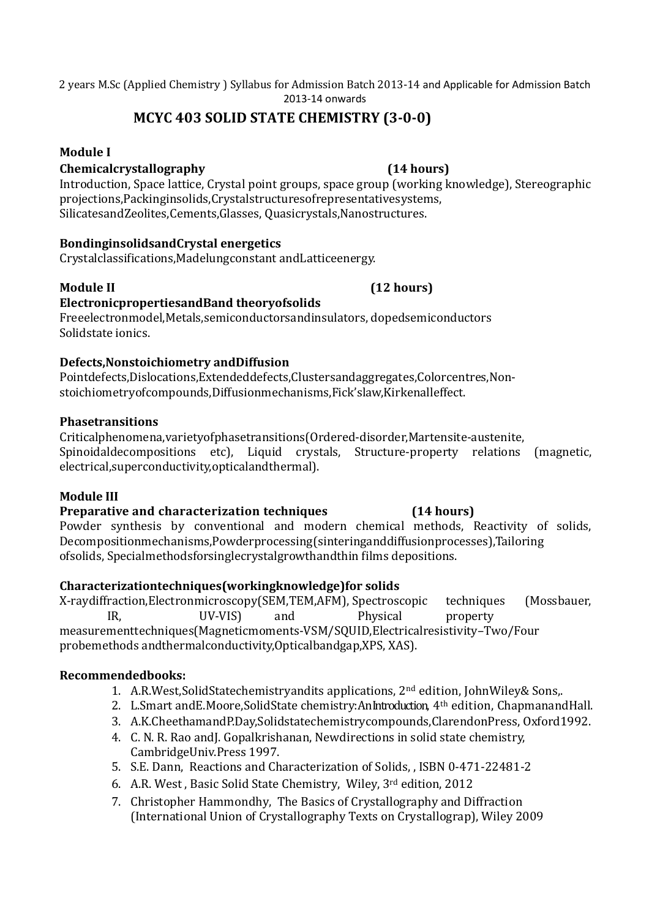2 years M.Sc (Applied Chemistry ) Syllabus for Admission Batch 2013-14 and Applicable for Admission Batch 2013-14 onwards

# MCYC 403 SOLID STATE CHEMISTRY (3-0-0)

**Module I**

**Chemicalcrystallography (14 hours)**

Introduction, Space lattice, Crystal point groups, space group (working knowledge), Stereographic projections,Packinginsolids,Crystalstructuresofrepresentativesystems, SilicatesandZeolites,Cements,Glasses, Quasicrystals,Nanostructures.

**BondinginsolidsandCrystal energetics**

Crystalclassifications,Madelungconstant andLatticeenergy.

**Module II (12 hours)**

**ElectronicpropertiesandBand theoryofsolids**

Freeelectronmodel,Metals,semiconductorsandinsulators, dopedsemiconductors Solidstate ionics.

**Defects,Nonstoichiometry andDiffusion**

Pointdefects,Dislocations,Extendeddefects,Clustersandaggregates,Colorcentres,Non-stoichiometryofcompounds,Diffusionmechanisms,Fick'slaw,Kirkenalleffect.

**Phasetransitions**

Criticalphenomena,varietyofphasetransitions(Ordered-disorder,Martensite-austenite, Spinoidaldecompositions etc), Liquid crystals, Structure-property relations (magnetic, electrical,superconductivity,opticalandthermal).

**Module III**

**Preparative and characterization techniques (14 hours)**

Powder synthesis by conventional and modern chemical methods, Reactivity of solids, Decompositionmechanisms,Powderprocessing(sinteringanddiffusionprocesses),Tailoring ofsolids, Specialmethodsforsinglecrystalgrowthandthin films depositions.

**Characterizationtechniques(workingknowledge)for solids**

X-raydiffraction,Electronmicroscopy(SEM,TEM,AFM), Spectroscopic techniques (Mossbauer, IR, UV-VIS) and Physical property measurementtechniques(Magneticmoments-VSM/SQUID,Electricalresistivity–Two/Four probemethods andthermalconductivity,Opticalbandgap,XPS, XAS).

**Recommendedbooks:**

1. A.R.West,SolidStatechemistryandits applications, 2nd edition, JohnWiley& Sons,.
2. L.Smart andE.Moore,SolidState chemistry:AnIntroduction, 4th edition, ChapmanandHall.
3. A.K.CheethamandP.Day,Solidstatechemistrycompounds,ClarendonPress, Oxford1992.
4. C. N. R. Rao andJ. Gopalkrishanan, Newdirections in solid state chemistry, CambridgeUniv.Press 1997.
5. S.E. Dann, Reactions and Characterization of Solids, , ISBN 0-471-22481-2
6. A.R. West , Basic Solid State Chemistry, Wiley, 3rd edition, 2012
7. Christopher Hammondhy, The Basics of Crystallography and Diffraction (International Union of Crystallography Texts on Crystallograp), Wiley 2009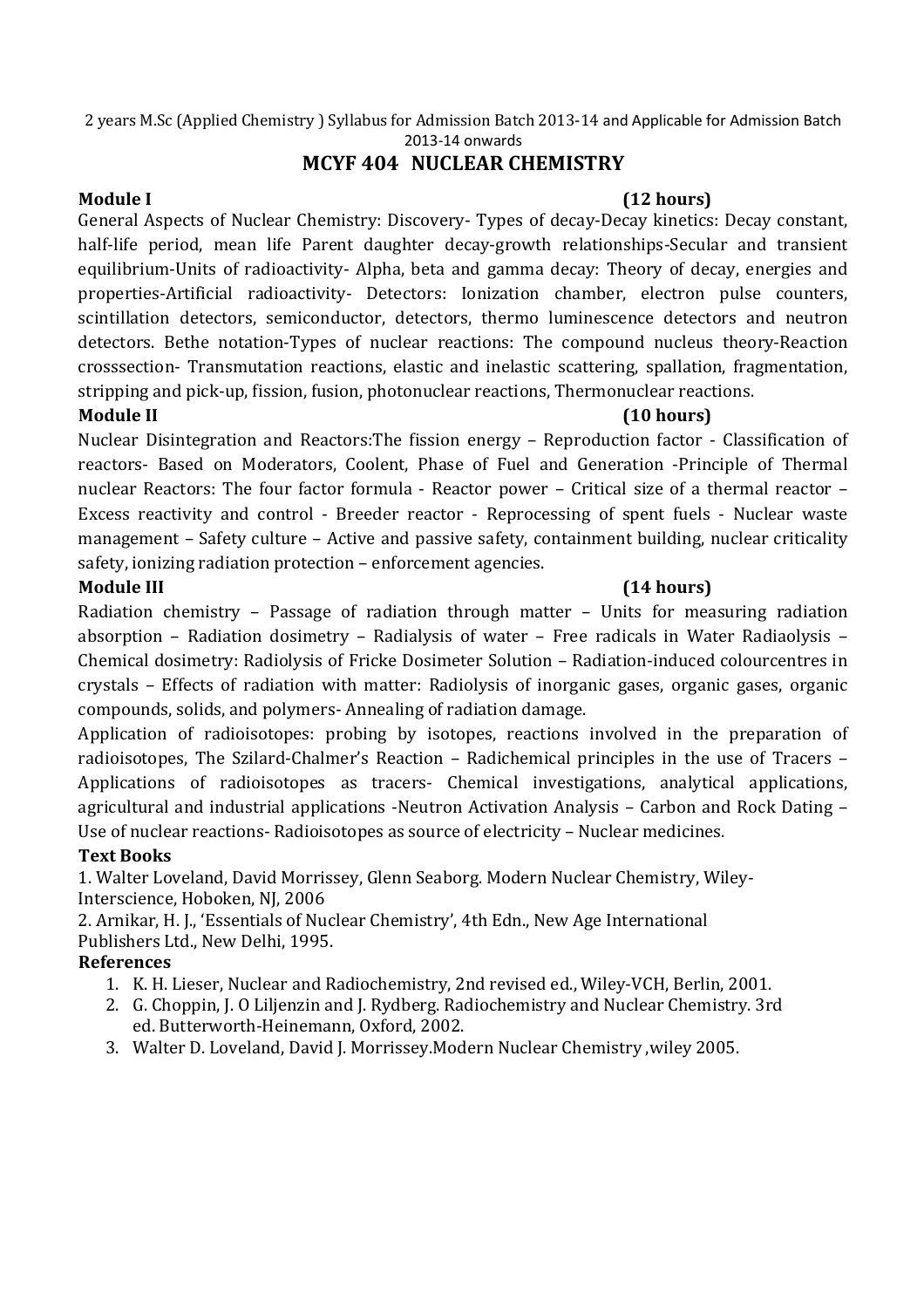2 years M.Sc (Applied Chemistry ) Syllabus for Admission Batch 2013-14 and Applicable for Admission Batch 2013-14 onwards

## MCYF 404 NUCLEAR CHEMISTRY

**Module I** **(12 hours)**

General Aspects of Nuclear Chemistry: Discovery- Types of decay-Decay kinetics: Decay constant, half-life period, mean life Parent daughter decay-growth relationships-Secular and transient equilibrium-Units of radioactivity- Alpha, beta and gamma decay: Theory of decay, energies and properties-Artificial radioactivity- Detectors: Ionization chamber, electron pulse counters, scintillation detectors, semiconductor, detectors, thermo luminescence detectors and neutron detectors. Bethe notation-Types of nuclear reactions: The compound nucleus theory-Reaction crosssection- Transmutation reactions, elastic and inelastic scattering, spallation, fragmentation, stripping and pick-up, fission, fusion, photonuclear reactions, Thermonuclear reactions.

**Module II** **(10 hours)**

Nuclear Disintegration and Reactors:The fission energy – Reproduction factor - Classification of reactors- Based on Moderators, Coolent, Phase of Fuel and Generation -Principle of Thermal nuclear Reactors: The four factor formula - Reactor power – Critical size of a thermal reactor – Excess reactivity and control - Breeder reactor - Reprocessing of spent fuels - Nuclear waste management – Safety culture – Active and passive safety, containment building, nuclear criticality safety, ionizing radiation protection – enforcement agencies.

**Module III** **(14 hours)**

Radiation chemistry – Passage of radiation through matter – Units for measuring radiation absorption – Radiation dosimetry – Radialysis of water – Free radicals in Water Radiaolysis – Chemical dosimetry: Radiolysis of Fricke Dosimeter Solution – Radiation-induced colourcentres in crystals – Effects of radiation with matter: Radiolysis of inorganic gases, organic gases, organic compounds, solids, and polymers- Annealing of radiation damage.

Application of radioisotopes: probing by isotopes, reactions involved in the preparation of radioisotopes, The Szilard-Chalmer's Reaction – Radichemical principles in the use of Tracers – Applications of radioisotopes as tracers- Chemical investigations, analytical applications, agricultural and industrial applications -Neutron Activation Analysis – Carbon and Rock Dating – Use of nuclear reactions- Radioisotopes as source of electricity – Nuclear medicines.

**Text Books**

1. Walter Loveland, David Morrissey, Glenn Seaborg. Modern Nuclear Chemistry, Wiley-Interscience, Hoboken, NJ, 2006
2. Arnikar, H. J., 'Essentials of Nuclear Chemistry', 4th Edn., New Age International Publishers Ltd., New Delhi, 1995.

**References**

1. K. H. Lieser, Nuclear and Radiochemistry, 2nd revised ed., Wiley-VCH, Berlin, 2001.
2. G. Choppin, J. O Liljenzin and J. Rydberg. Radiochemistry and Nuclear Chemistry. 3rd ed. Butterworth-Heinemann, Oxford, 2002.
3. Walter D. Loveland, David J. Morrissey.Modern Nuclear Chemistry ,wiley 2005.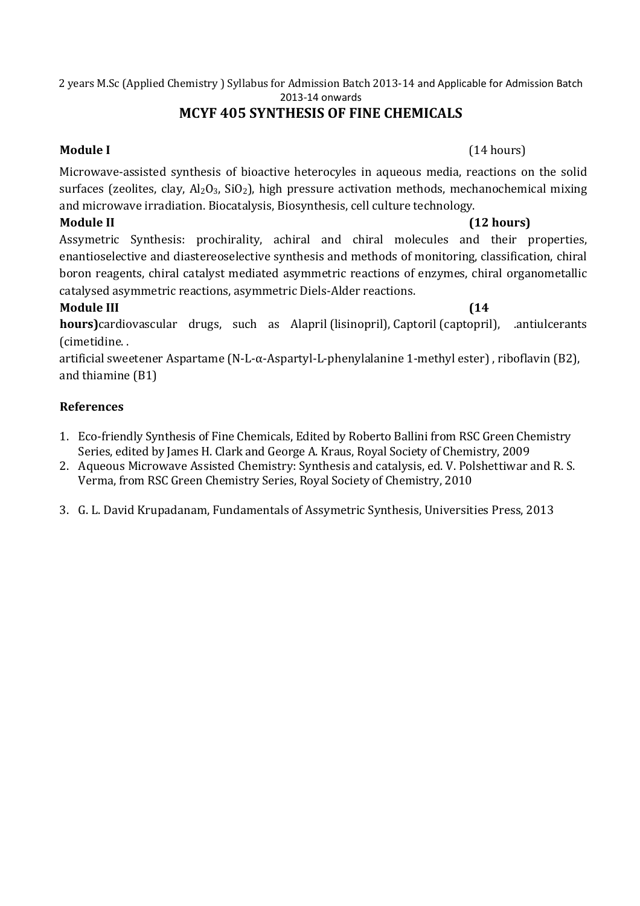2 years M.Sc (Applied Chemistry ) Syllabus for Admission Batch 2013-14 and Applicable for Admission Batch 2013-14 onwards

# MCYF 405 SYNTHESIS OF FINE CHEMICALS

**Module I** (14 hours)

Microwave-assisted synthesis of bioactive heterocyles in aqueous media, reactions on the solid surfaces (zeolites, clay, $Al_2O_3$, $SiO_2$), high pressure activation methods, mechanochemical mixing and microwave irradiation. Biocatalysis, Biosynthesis, cell culture technology.

**Module II** **(12 hours)**

Assymetric Synthesis: prochirality, achiral and chiral molecules and their properties, enantioselective and diastereoselective synthesis and methods of monitoring, classification, chiral boron reagents, chiral catalyst mediated asymmetric reactions of enzymes, chiral organometallic catalysed asymmetric reactions, asymmetric Diels-Alder reactions.

**Module III** **(14 hours)**cardiovascular drugs, such as Alapril (lisinopril), Captoril (captopril), .antiulcerants (cimetidine. .

artificial sweetener Aspartame (N-L-α-Aspartyl-L-phenylalanine 1-methyl ester) , riboflavin (B2), and thiamine (B1)

## References

1. Eco-friendly Synthesis of Fine Chemicals, Edited by Roberto Ballini from RSC Green Chemistry Series, edited by James H. Clark and George A. Kraus, Royal Society of Chemistry, 2009
2. Aqueous Microwave Assisted Chemistry: Synthesis and catalysis, ed. V. Polshettiwar and R. S. Verma, from RSC Green Chemistry Series, Royal Society of Chemistry, 2010
3. G. L. David Krupadanam, Fundamentals of Assymetric Synthesis, Universities Press, 2013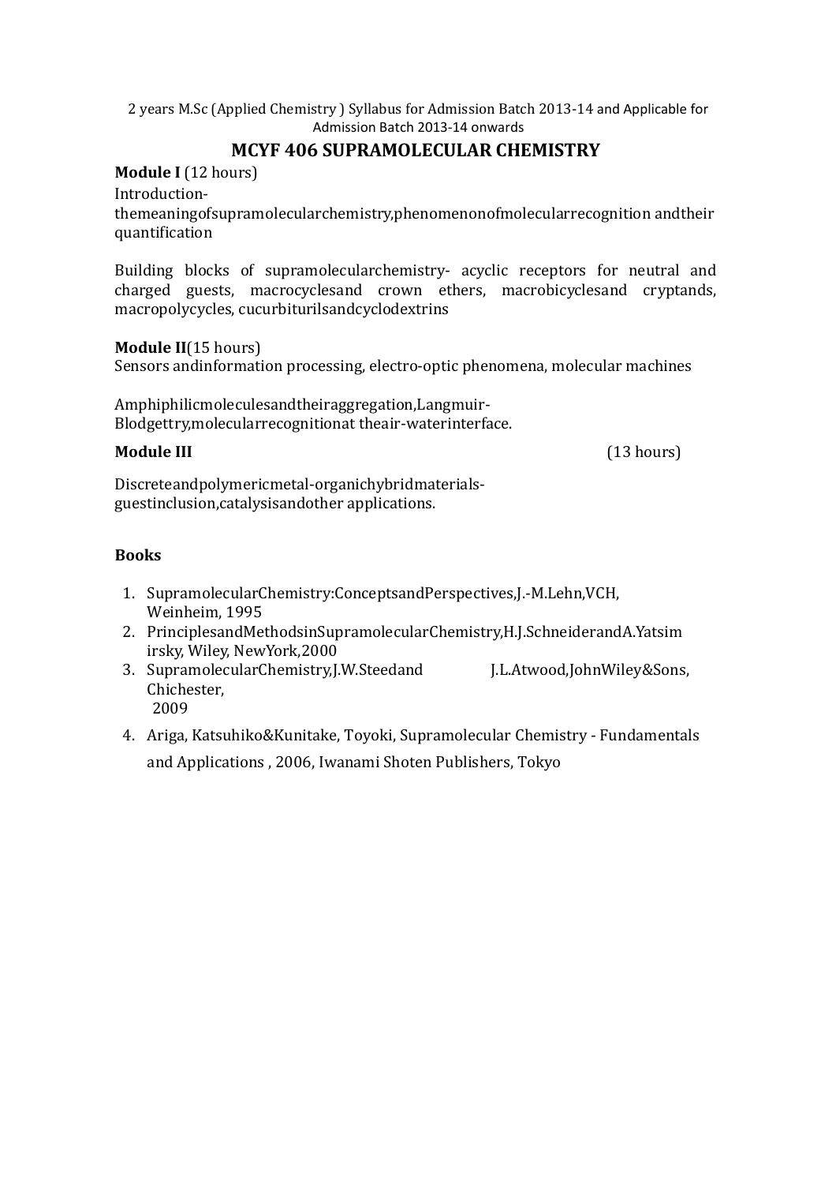2 years M.Sc (Applied Chemistry ) Syllabus for Admission Batch 2013-14 and Applicable for Admission Batch 2013-14 onwards

## MCYF 406 SUPRAMOLECULAR CHEMISTRY

**Module I** (12 hours)

Introduction-themeaningofsupramolecularchemistry,phenomenonofmolecularrecognition andtheir quantification

Building blocks of supramolecularchemistry- acyclic receptors for neutral and charged guests, macrocyclesand crown ethers, macrobicyclesand cryptands, macropolycycles, cucurbiturilsandcyclodextrins

**Module II**(15 hours)

Sensors andinformation processing, electro-optic phenomena, molecular machines

Amphiphilicmoleculesandtheiraggregation,Langmuir-Blodgettry,molecularrecognitionat theair-waterinterface.

**Module III** (13 hours)

Discreteandpolymericmetal-organichybridmaterials-guestinclusion,catalysisandother applications.

**Books**

1. SupramolecularChemistry:ConceptsandPerspectives,J.-M.Lehn,VCH, Weinheim, 1995
2. PrinciplesandMethodsinSupramolecularChemistry,H.J.SchneiderandA.Yatsimirsky, Wiley, NewYork,2000
3. SupramolecularChemistry,J.W.Steedand J.L.Atwood,JohnWiley&Sons, Chichester, 2009
4. Ariga, Katsuhiko&Kunitake, Toyoki, Supramolecular Chemistry - Fundamentals and Applications , 2006, Iwanami Shoten Publishers, Tokyo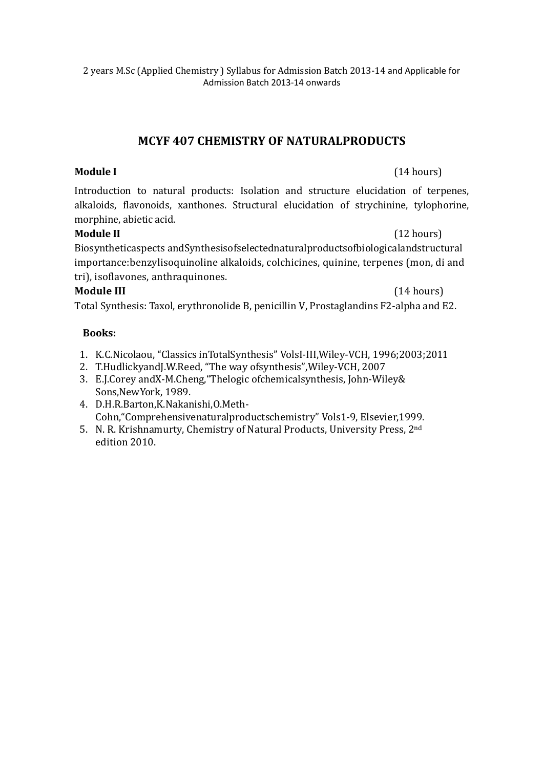## MCYF 407 CHEMISTRY OF NATURALPRODUCTS

**Module I** (14 hours)

Introduction to natural products: Isolation and structure elucidation of terpenes, alkaloids, flavonoids, xanthones. Structural elucidation of strychinine, tylophorine, morphine, abietic acid.

**Module II** (12 hours)

Biosyntheticaspects andSynthesisofselectednaturalproductsofbiologicalandstructural importance:benzylisoquinoline alkaloids, colchicines, quinine, terpenes (mon, di and tri), isoflavones, anthraquinones.

**Module III** (14 hours)

Total Synthesis: Taxol, erythronolide B, penicillin V, Prostaglandins F2-alpha and E2.

**Books:**

1. K.C.Nicolaou, "Classics inTotalSynthesis" VolsI-III,Wiley-VCH, 1996;2003;2011
2. T.HudlickyandJ.W.Reed, "The way ofsynthesis",Wiley-VCH, 2007
3. E.J.Corey andX-M.Cheng,"Thelogic ofchemicalsynthesis, John-Wiley& Sons,NewYork, 1989.
4. D.H.R.Barton,K.Nakanishi,O.Meth-Cohn,"Comprehensivenaturalproductschemistry" Vols1-9, Elsevier,1999.
5. N. R. Krishnamurty, Chemistry of Natural Products, University Press, 2nd edition 2010.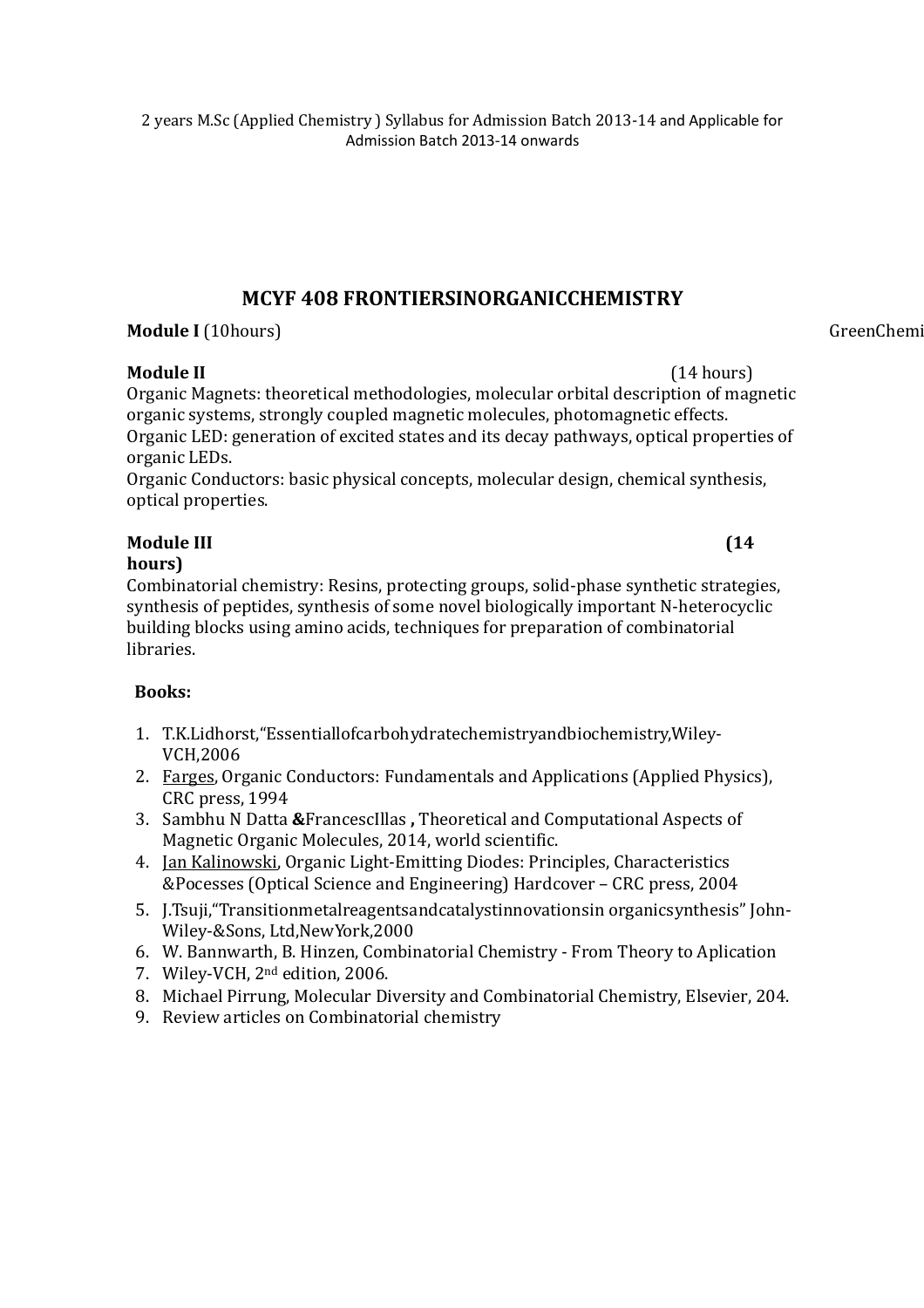2 years M.Sc (Applied Chemistry ) Syllabus for Admission Batch 2013-14 and Applicable for Admission Batch 2013-14 onwards

## MCYF 408 FRONTIERSINORGANICCHEMISTRY

**Module I** (10hours) GreenChemi

**Module II** (14 hours)

Organic Magnets: theoretical methodologies, molecular orbital description of magnetic organic systems, strongly coupled magnetic molecules, photomagnetic effects.

Organic LED: generation of excited states and its decay pathways, optical properties of organic LEDs.

Organic Conductors: basic physical concepts, molecular design, chemical synthesis, optical properties.

**Module III** **(14 hours)**

Combinatorial chemistry: Resins, protecting groups, solid-phase synthetic strategies, synthesis of peptides, synthesis of some novel biologically important N-heterocyclic building blocks using amino acids, techniques for preparation of combinatorial libraries.

**Books:**

1. T.K.Lidhorst,"Essentiallofcarbohydratechemistryandbiochemistry,Wiley-VCH,2006
2. Farges, Organic Conductors: Fundamentals and Applications (Applied Physics), CRC press, 1994
3. Sambhu N Datta **&**FrancescIllas **,** Theoretical and Computational Aspects of Magnetic Organic Molecules, 2014, world scientific.
4. Jan Kalinowski, Organic Light-Emitting Diodes: Principles, Characteristics &Pocesses (Optical Science and Engineering) Hardcover – CRC press, 2004
5. J.Tsuji,"Transitionmetalreagentsandcatalystinnovationsin organicsynthesis" John-Wiley-&Sons, Ltd,NewYork,2000
6. W. Bannwarth, B. Hinzen, Combinatorial Chemistry - From Theory to Aplication
7. Wiley-VCH, 2nd edition, 2006.
8. Michael Pirrung, Molecular Diversity and Combinatorial Chemistry, Elsevier, 204.
9. Review articles on Combinatorial chemistry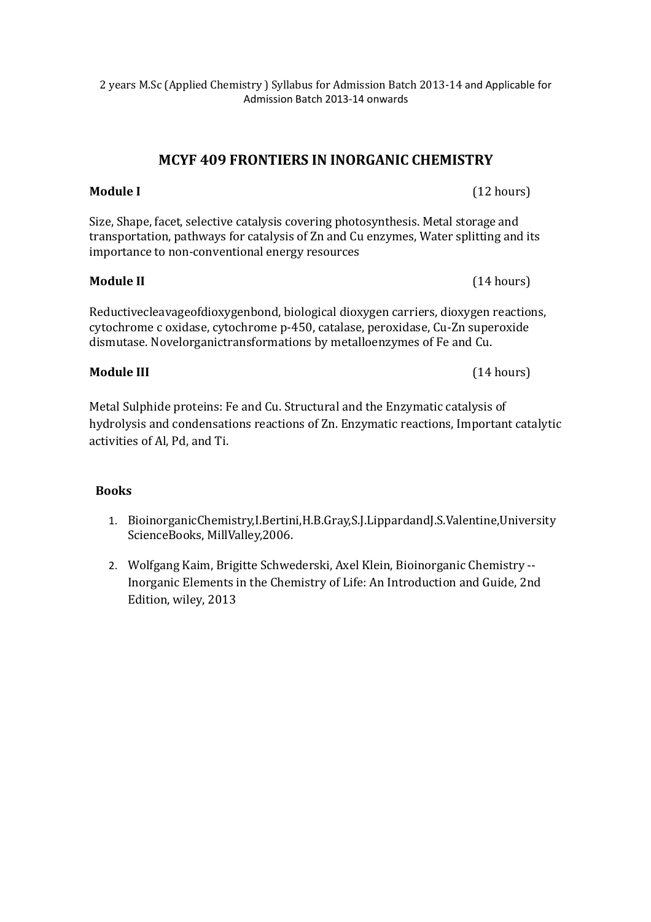# MCYF 409 FRONTIERS IN INORGANIC CHEMISTRY

**Module I** (12 hours)

Size, Shape, facet, selective catalysis covering photosynthesis. Metal storage and transportation, pathways for catalysis of Zn and Cu enzymes, Water splitting and its importance to non-conventional energy resources

**Module II** (14 hours)

Reductivecleavageofdioxygenbond, biological dioxygen carriers, dioxygen reactions, cytochrome c oxidase, cytochrome p-450, catalase, peroxidase, Cu-Zn superoxide dismutase. Novelorganictransformations by metalloenzymes of Fe and Cu.

**Module III** (14 hours)

Metal Sulphide proteins: Fe and Cu. Structural and the Enzymatic catalysis of hydrolysis and condensations reactions of Zn. Enzymatic reactions, Important catalytic activities of Al, Pd, and Ti.

**Books**

1. BioinorganicChemistry,I.Bertini,H.B.Gray,S.J.LippardandJ.S.Valentine,University ScienceBooks, MillValley,2006.
2. Wolfgang Kaim, Brigitte Schwederski, Axel Klein, Bioinorganic Chemistry -- Inorganic Elements in the Chemistry of Life: An Introduction and Guide, 2nd Edition, wiley, 2013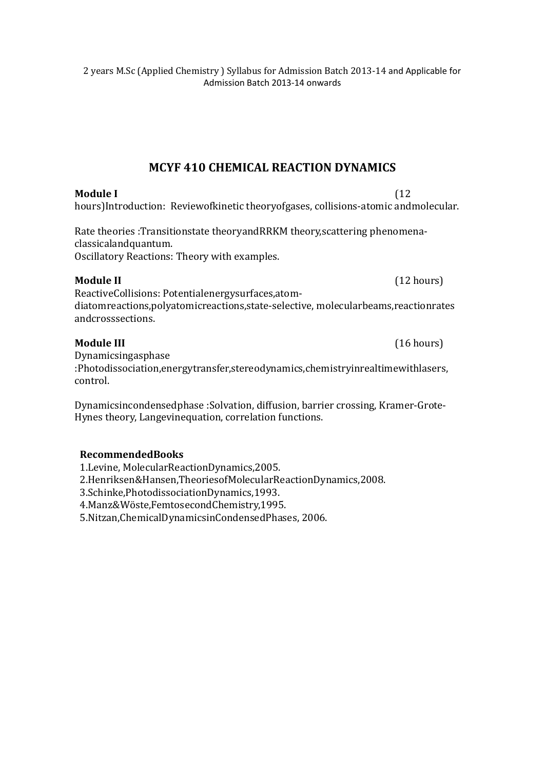# MCYF 410 CHEMICAL REACTION DYNAMICS

**Module I** (12 hours)

Introduction: Reviewofkinetic theoryofgases, collisions-atomic andmolecular.

Rate theories :Transitionstate theoryandRRKM theory,scattering phenomena-classicalandquantum.

Oscillatory Reactions: Theory with examples.

**Module II** (12 hours)

ReactiveCollisions: Potentialenergysurfaces,atom-diatomreactions,polyatomicreactions,state-selective, molecularbeams,reactionrates andcrosssections.

**Module III** (16 hours)

Dynamicsingasphase :Photodissociation,energytransfer,stereodynamics,chemistryinrealtimewithlasers, control.

Dynamicsincondensedphase :Solvation, diffusion, barrier crossing, Kramer-Grote-Hynes theory, Langevinequation, correlation functions.

**RecommendedBooks**

1.Levine, MolecularReactionDynamics,2005.
2.Henriksen&Hansen,TheoriesofMolecularReactionDynamics,2008.
3.Schinke,PhotodissociationDynamics,1993.
4.Manz&Wöste,FemtosecondChemistry,1995.
5.Nitzan,ChemicalDynamicsinCondensedPhases, 2006.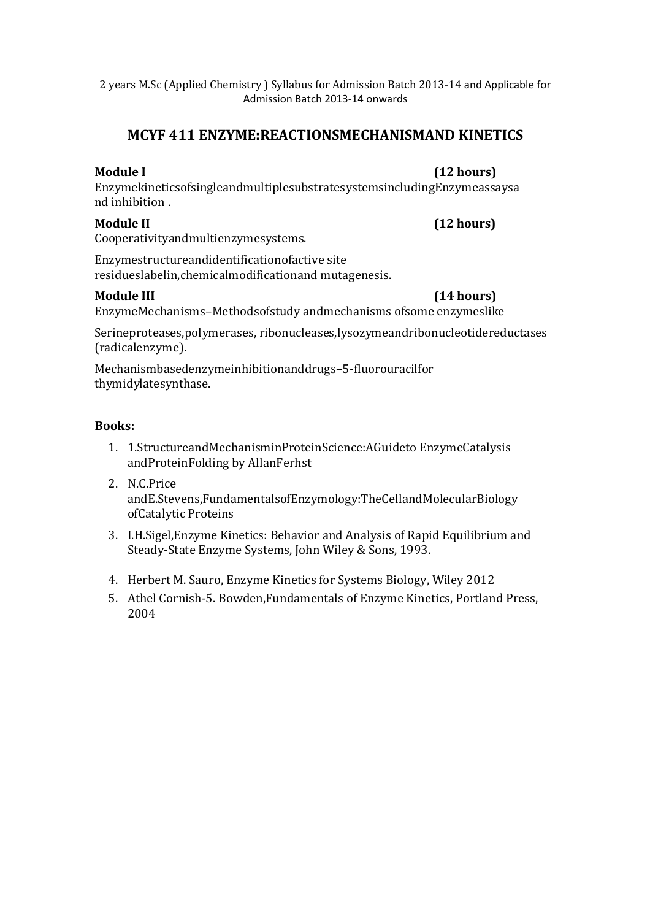2 years M.Sc (Applied Chemistry ) Syllabus for Admission Batch 2013-14 and Applicable for Admission Batch 2013-14 onwards

# MCYF 411 ENZYME:REACTIONSMECHANISMAND KINETICS

**Module I** **(12 hours)**

Enzymekineticsofsingleandmultiplesubstratesystemsincluding Enzymeassaysa nd inhibition .

**Module II** **(12 hours)**

Cooperativityandmultienzymesystems.

Enzymestructureandidentificationofactive site residueslabelin,chemicalmodificationand mutagenesis.

**Module III** **(14 hours)**

EnzymeMechanisms–Methodsofstudy andmechanisms ofsome enzymeslike

Serineproteases,polymerases, ribonucleases,lysozymeandribonucleotidereductases (radicalenzyme).

Mechanismbasedenzymeinhibitionanddrugs–5-fluorouracilfor thymidylatesynthase.

**Books:**

1. 1.StructureandMechanisminProteinScience:AGuideto EnzymeCatalysis andProteinFolding by AllanFerhst
2. N.C.Price andE.Stevens,FundamentalsofEnzymology:TheCellandMolecularBiology ofCatalytic Proteins
3. I.H.Sigel,Enzyme Kinetics: Behavior and Analysis of Rapid Equilibrium and Steady-State Enzyme Systems, John Wiley & Sons, 1993.
4. Herbert M. Sauro, Enzyme Kinetics for Systems Biology, Wiley 2012
5. Athel Cornish-5. Bowden,Fundamentals of Enzyme Kinetics, Portland Press, 2004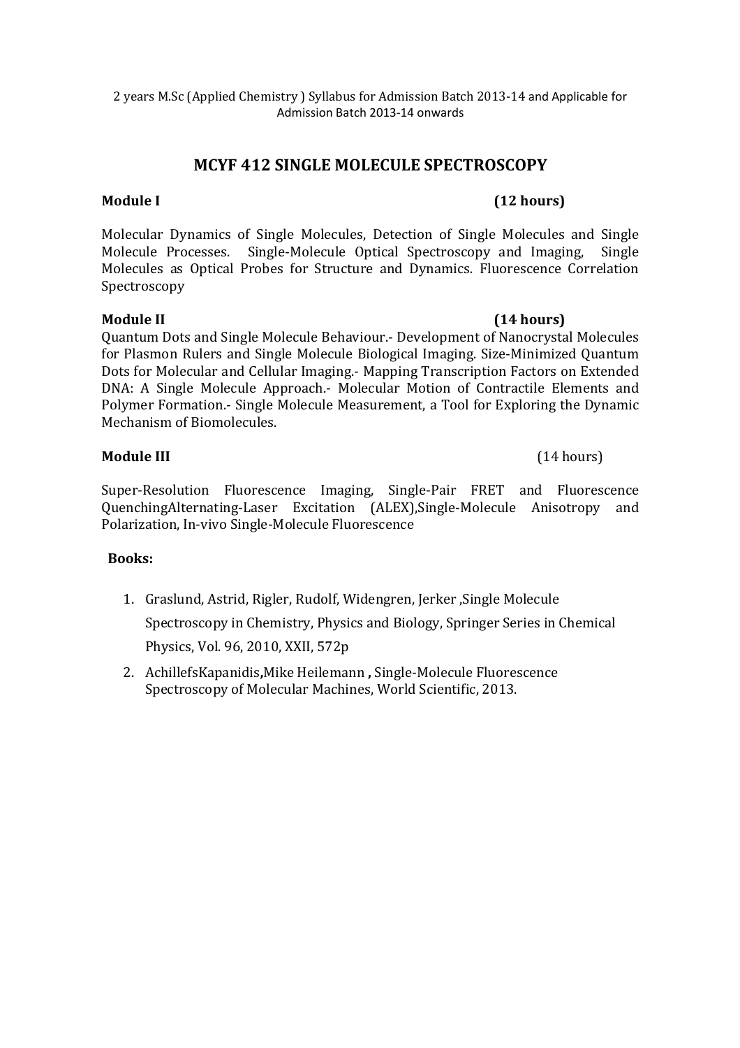2 years M.Sc (Applied Chemistry ) Syllabus for Admission Batch 2013-14 and Applicable for Admission Batch 2013-14 onwards

# MCYF 412 SINGLE MOLECULE SPECTROSCOPY

**Module I** **(12 hours)**

Molecular Dynamics of Single Molecules, Detection of Single Molecules and Single Molecule Processes. Single-Molecule Optical Spectroscopy and Imaging, Single Molecules as Optical Probes for Structure and Dynamics. Fluorescence Correlation Spectroscopy

**Module II** **(14 hours)**

Quantum Dots and Single Molecule Behaviour.- Development of Nanocrystal Molecules for Plasmon Rulers and Single Molecule Biological Imaging. Size-Minimized Quantum Dots for Molecular and Cellular Imaging.- Mapping Transcription Factors on Extended DNA: A Single Molecule Approach.- Molecular Motion of Contractile Elements and Polymer Formation.- Single Molecule Measurement, a Tool for Exploring the Dynamic Mechanism of Biomolecules.

**Module III** (14 hours)

Super-Resolution Fluorescence Imaging, Single-Pair FRET and Fluorescence QuenchingAlternating-Laser Excitation (ALEX),Single-Molecule Anisotropy and Polarization, In-vivo Single-Molecule Fluorescence

**Books:**

1. Graslund, Astrid, Rigler, Rudolf, Widengren, Jerker ,Single Molecule Spectroscopy in Chemistry, Physics and Biology, Springer Series in Chemical Physics, Vol. 96, 2010, XXII, 572p
2. AchillefsKapanidis**,**Mike Heilemann **,** Single-Molecule Fluorescence Spectroscopy of Molecular Machines, World Scientific, 2013.